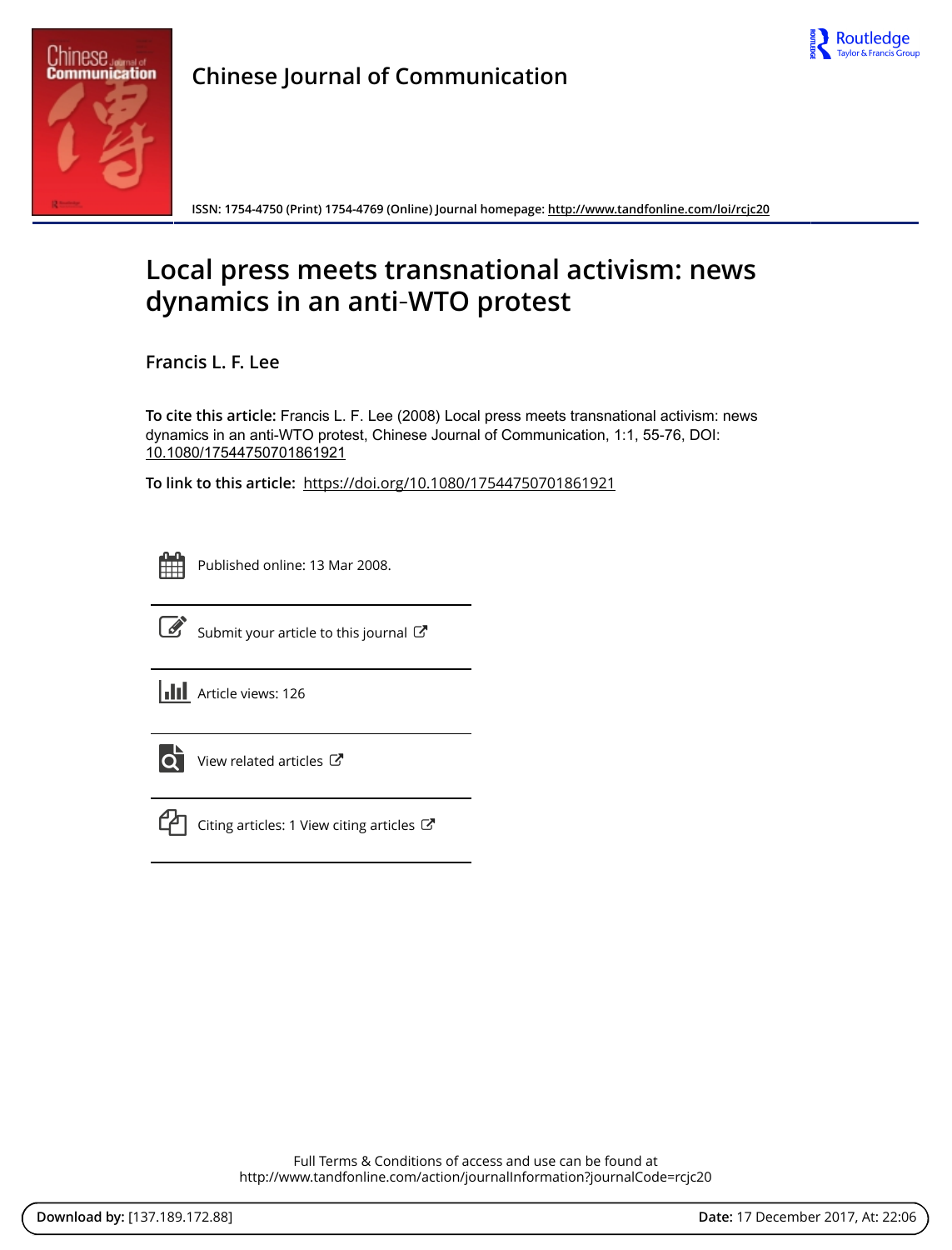Chinese Journal of Communication

ISSN: 1754-4750 (Print) 1754-4769 (Online) Journal homepage: http://www.tandfonline.com/loi/rcjc20

# Local press meets transnational activism: news dynamics in an anti-WTO protest

**Francis L. F. Lee**

**To cite this article:** Francis L. F. Lee (2008) Local press meets transnational activism: news dynamics in an anti-WTO protest, Chinese Journal of Communication, 1:1, 55-76, DOI: 10.1080/17544750701861921

**To link to this article:** https://doi.org/10.1080/17544750701861921

Published online: 13 Mar 2008.

Submit your article to this journal

Article views: 126

View related articles

Citing articles: 1 View citing articles

Full Terms & Conditions of access and use can be found at
http://www.tandfonline.com/action/journalInformation?journalCode=rcjc20

**Download by:** [137.189.172.88] **Date:** 17 December 2017, At: 22:06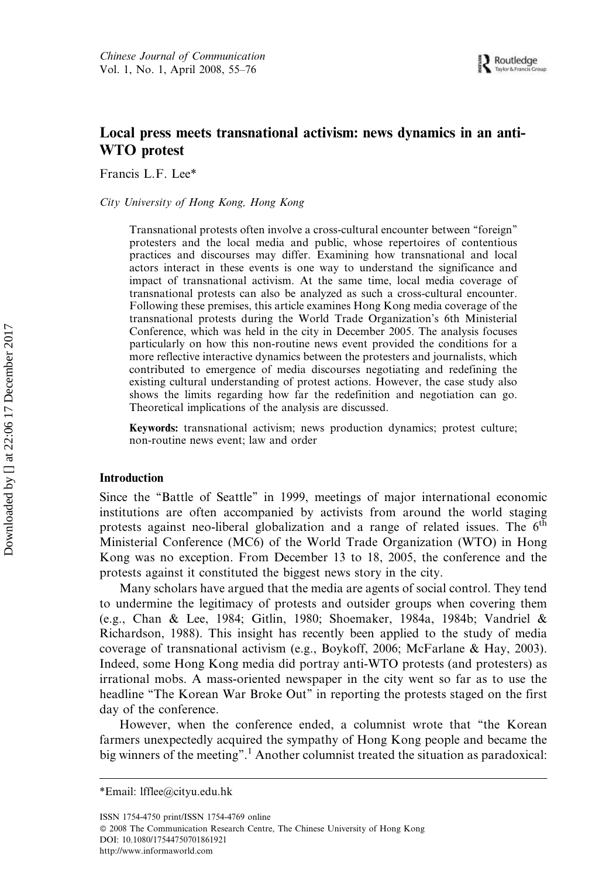# Local press meets transnational activism: news dynamics in an anti-WTO protest

Francis L.F. Lee*

*City University of Hong Kong, Hong Kong*

> Transnational protests often involve a cross-cultural encounter between "foreign" protesters and the local media and public, whose repertoires of contentious practices and discourses may differ. Examining how transnational and local actors interact in these events is one way to understand the significance and impact of transnational activism. At the same time, local media coverage of transnational protests can also be analyzed as such a cross-cultural encounter. Following these premises, this article examines Hong Kong media coverage of the transnational protests during the World Trade Organization's 6th Ministerial Conference, which was held in the city in December 2005. The analysis focuses particularly on how this non-routine news event provided the conditions for a more reflective interactive dynamics between the protesters and journalists, which contributed to emergence of media discourses negotiating and redefining the existing cultural understanding of protest actions. However, the case study also shows the limits regarding how far the redefinition and negotiation can go. Theoretical implications of the analysis are discussed.
>
> **Keywords:** transnational activism; news production dynamics; protest culture; non-routine news event; law and order

## Introduction

Since the "Battle of Seattle" in 1999, meetings of major international economic institutions are often accompanied by activists from around the world staging protests against neo-liberal globalization and a range of related issues. The 6th Ministerial Conference (MC6) of the World Trade Organization (WTO) in Hong Kong was no exception. From December 13 to 18, 2005, the conference and the protests against it constituted the biggest news story in the city.

Many scholars have argued that the media are agents of social control. They tend to undermine the legitimacy of protests and outsider groups when covering them (e.g., Chan & Lee, 1984; Gitlin, 1980; Shoemaker, 1984a, 1984b; Vandriel & Richardson, 1988). This insight has recently been applied to the study of media coverage of transnational activism (e.g., Boykoff, 2006; McFarlane & Hay, 2003). Indeed, some Hong Kong media did portray anti-WTO protests (and protesters) as irrational mobs. A mass-oriented newspaper in the city went so far as to use the headline "The Korean War Broke Out" in reporting the protests staged on the first day of the conference.

However, when the conference ended, a columnist wrote that "the Korean farmers unexpectedly acquired the sympathy of Hong Kong people and became the big winners of the meeting".[1] Another columnist treated the situation as paradoxical:

---

*Email: lfflee@cityu.edu.hk

ISSN 1754-4750 print/ISSN 1754-4769 online
© 2008 The Communication Research Centre, The Chinese University of Hong Kong
DOI: 10.1080/17544750701861921
http://www.informaworld.com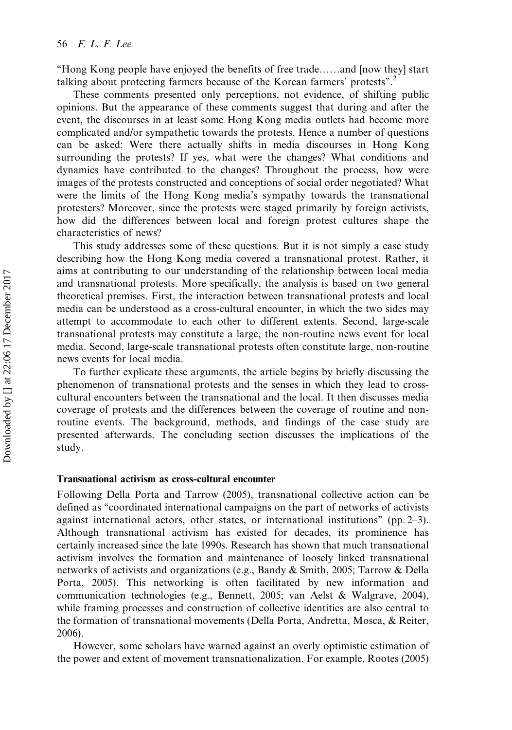"Hong Kong people have enjoyed the benefits of free trade……and [now they] start talking about protecting farmers because of the Korean farmers' protests".[2]

These comments presented only perceptions, not evidence, of shifting public opinions. But the appearance of these comments suggest that during and after the event, the discourses in at least some Hong Kong media outlets had become more complicated and/or sympathetic towards the protests. Hence a number of questions can be asked: Were there actually shifts in media discourses in Hong Kong surrounding the protests? If yes, what were the changes? What conditions and dynamics have contributed to the changes? Throughout the process, how were images of the protests constructed and conceptions of social order negotiated? What were the limits of the Hong Kong media's sympathy towards the transnational protesters? Moreover, since the protests were staged primarily by foreign activists, how did the differences between local and foreign protest cultures shape the characteristics of news?

This study addresses some of these questions. But it is not simply a case study describing how the Hong Kong media covered a transnational protest. Rather, it aims at contributing to our understanding of the relationship between local media and transnational protests. More specifically, the analysis is based on two general theoretical premises. First, the interaction between transnational protests and local media can be understood as a cross-cultural encounter, in which the two sides may attempt to accommodate to each other to different extents. Second, large-scale transnational protests may constitute a large, the non-routine news event for local media. Second, large-scale transnational protests often constitute large, non-routine news events for local media.

To further explicate these arguments, the article begins by briefly discussing the phenomenon of transnational protests and the senses in which they lead to cross-cultural encounters between the transnational and the local. It then discusses media coverage of protests and the differences between the coverage of routine and non-routine events. The background, methods, and findings of the case study are presented afterwards. The concluding section discusses the implications of the study.

## Transnational activism as cross-cultural encounter

Following Della Porta and Tarrow (2005), transnational collective action can be defined as "coordinated international campaigns on the part of networks of activists against international actors, other states, or international institutions" (pp. 2–3). Although transnational activism has existed for decades, its prominence has certainly increased since the late 1990s. Research has shown that much transnational activism involves the formation and maintenance of loosely linked transnational networks of activists and organizations (e.g., Bandy & Smith, 2005; Tarrow & Della Porta, 2005). This networking is often facilitated by new information and communication technologies (e.g., Bennett, 2005; van Aelst & Walgrave, 2004), while framing processes and construction of collective identities are also central to the formation of transnational movements (Della Porta, Andretta, Mosca, & Reiter, 2006).

However, some scholars have warned against an overly optimistic estimation of the power and extent of movement transnationalization. For example, Rootes (2005)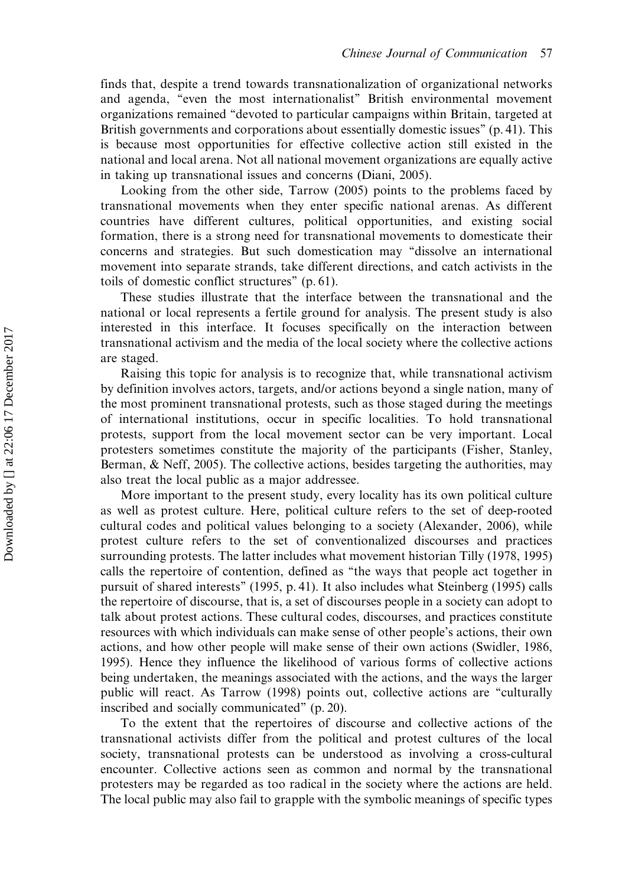finds that, despite a trend towards transnationalization of organizational networks and agenda, "even the most internationalist" British environmental movement organizations remained "devoted to particular campaigns within Britain, targeted at British governments and corporations about essentially domestic issues" (p. 41). This is because most opportunities for effective collective action still existed in the national and local arena. Not all national movement organizations are equally active in taking up transnational issues and concerns (Diani, 2005).

Looking from the other side, Tarrow (2005) points to the problems faced by transnational movements when they enter specific national arenas. As different countries have different cultures, political opportunities, and existing social formation, there is a strong need for transnational movements to domesticate their concerns and strategies. But such domestication may "dissolve an international movement into separate strands, take different directions, and catch activists in the toils of domestic conflict structures" (p. 61).

These studies illustrate that the interface between the transnational and the national or local represents a fertile ground for analysis. The present study is also interested in this interface. It focuses specifically on the interaction between transnational activism and the media of the local society where the collective actions are staged.

Raising this topic for analysis is to recognize that, while transnational activism by definition involves actors, targets, and/or actions beyond a single nation, many of the most prominent transnational protests, such as those staged during the meetings of international institutions, occur in specific localities. To hold transnational protests, support from the local movement sector can be very important. Local protesters sometimes constitute the majority of the participants (Fisher, Stanley, Berman, & Neff, 2005). The collective actions, besides targeting the authorities, may also treat the local public as a major addressee.

More important to the present study, every locality has its own political culture as well as protest culture. Here, political culture refers to the set of deep-rooted cultural codes and political values belonging to a society (Alexander, 2006), while protest culture refers to the set of conventionalized discourses and practices surrounding protests. The latter includes what movement historian Tilly (1978, 1995) calls the repertoire of contention, defined as "the ways that people act together in pursuit of shared interests" (1995, p. 41). It also includes what Steinberg (1995) calls the repertoire of discourse, that is, a set of discourses people in a society can adopt to talk about protest actions. These cultural codes, discourses, and practices constitute resources with which individuals can make sense of other people's actions, their own actions, and how other people will make sense of their own actions (Swidler, 1986, 1995). Hence they influence the likelihood of various forms of collective actions being undertaken, the meanings associated with the actions, and the ways the larger public will react. As Tarrow (1998) points out, collective actions are "culturally inscribed and socially communicated" (p. 20).

To the extent that the repertoires of discourse and collective actions of the transnational activists differ from the political and protest cultures of the local society, transnational protests can be understood as involving a cross-cultural encounter. Collective actions seen as common and normal by the transnational protesters may be regarded as too radical in the society where the actions are held. The local public may also fail to grapple with the symbolic meanings of specific types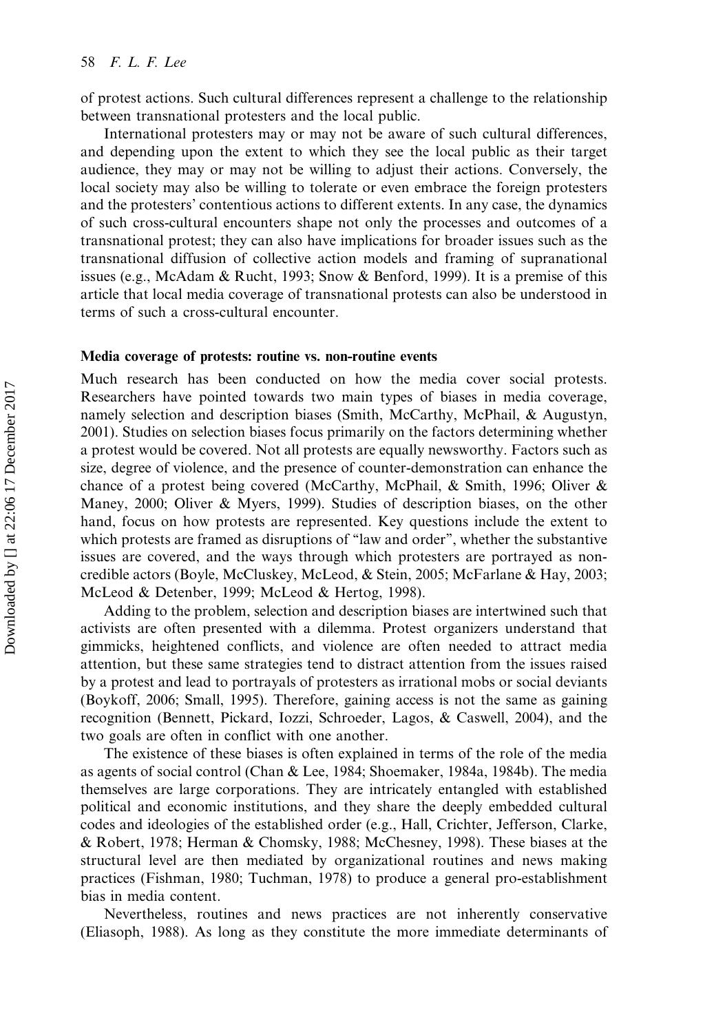of protest actions. Such cultural differences represent a challenge to the relationship between transnational protesters and the local public.

International protesters may or may not be aware of such cultural differences, and depending upon the extent to which they see the local public as their target audience, they may or may not be willing to adjust their actions. Conversely, the local society may also be willing to tolerate or even embrace the foreign protesters and the protesters' contentious actions to different extents. In any case, the dynamics of such cross-cultural encounters shape not only the processes and outcomes of a transnational protest; they can also have implications for broader issues such as the transnational diffusion of collective action models and framing of supranational issues (e.g., McAdam & Rucht, 1993; Snow & Benford, 1999). It is a premise of this article that local media coverage of transnational protests can also be understood in terms of such a cross-cultural encounter.

### Media coverage of protests: routine vs. non-routine events

Much research has been conducted on how the media cover social protests. Researchers have pointed towards two main types of biases in media coverage, namely selection and description biases (Smith, McCarthy, McPhail, & Augustyn, 2001). Studies on selection biases focus primarily on the factors determining whether a protest would be covered. Not all protests are equally newsworthy. Factors such as size, degree of violence, and the presence of counter-demonstration can enhance the chance of a protest being covered (McCarthy, McPhail, & Smith, 1996; Oliver & Maney, 2000; Oliver & Myers, 1999). Studies of description biases, on the other hand, focus on how protests are represented. Key questions include the extent to which protests are framed as disruptions of "law and order", whether the substantive issues are covered, and the ways through which protesters are portrayed as non-credible actors (Boyle, McCluskey, McLeod, & Stein, 2005; McFarlane & Hay, 2003; McLeod & Detenber, 1999; McLeod & Hertog, 1998).

Adding to the problem, selection and description biases are intertwined such that activists are often presented with a dilemma. Protest organizers understand that gimmicks, heightened conflicts, and violence are often needed to attract media attention, but these same strategies tend to distract attention from the issues raised by a protest and lead to portrayals of protesters as irrational mobs or social deviants (Boykoff, 2006; Small, 1995). Therefore, gaining access is not the same as gaining recognition (Bennett, Pickard, Iozzi, Schroeder, Lagos, & Caswell, 2004), and the two goals are often in conflict with one another.

The existence of these biases is often explained in terms of the role of the media as agents of social control (Chan & Lee, 1984; Shoemaker, 1984a, 1984b). The media themselves are large corporations. They are intricately entangled with established political and economic institutions, and they share the deeply embedded cultural codes and ideologies of the established order (e.g., Hall, Crichter, Jefferson, Clarke, & Robert, 1978; Herman & Chomsky, 1988; McChesney, 1998). These biases at the structural level are then mediated by organizational routines and news making practices (Fishman, 1980; Tuchman, 1978) to produce a general pro-establishment bias in media content.

Nevertheless, routines and news practices are not inherently conservative (Eliasoph, 1988). As long as they constitute the more immediate determinants of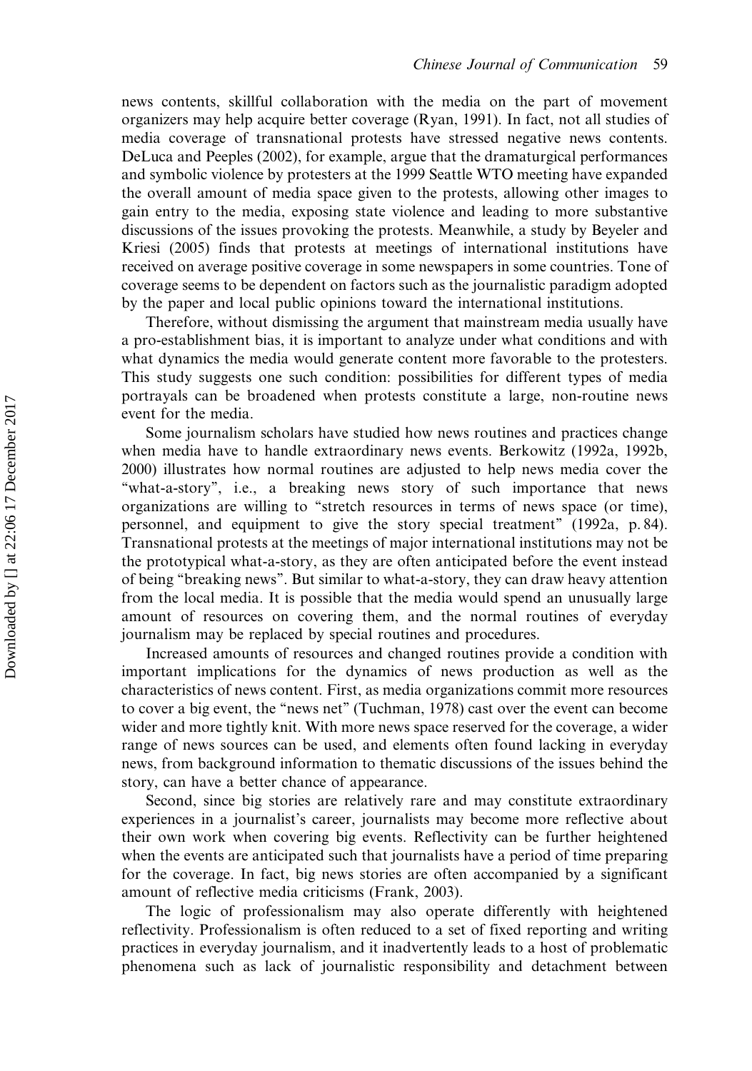news contents, skillful collaboration with the media on the part of movement organizers may help acquire better coverage (Ryan, 1991). In fact, not all studies of media coverage of transnational protests have stressed negative news contents. DeLuca and Peeples (2002), for example, argue that the dramaturgical performances and symbolic violence by protesters at the 1999 Seattle WTO meeting have expanded the overall amount of media space given to the protests, allowing other images to gain entry to the media, exposing state violence and leading to more substantive discussions of the issues provoking the protests. Meanwhile, a study by Beyeler and Kriesi (2005) finds that protests at meetings of international institutions have received on average positive coverage in some newspapers in some countries. Tone of coverage seems to be dependent on factors such as the journalistic paradigm adopted by the paper and local public opinions toward the international institutions.

Therefore, without dismissing the argument that mainstream media usually have a pro-establishment bias, it is important to analyze under what conditions and with what dynamics the media would generate content more favorable to the protesters. This study suggests one such condition: possibilities for different types of media portrayals can be broadened when protests constitute a large, non-routine news event for the media.

Some journalism scholars have studied how news routines and practices change when media have to handle extraordinary news events. Berkowitz (1992a, 1992b, 2000) illustrates how normal routines are adjusted to help news media cover the "what-a-story", i.e., a breaking news story of such importance that news organizations are willing to "stretch resources in terms of news space (or time), personnel, and equipment to give the story special treatment" (1992a, p. 84). Transnational protests at the meetings of major international institutions may not be the prototypical what-a-story, as they are often anticipated before the event instead of being "breaking news". But similar to what-a-story, they can draw heavy attention from the local media. It is possible that the media would spend an unusually large amount of resources on covering them, and the normal routines of everyday journalism may be replaced by special routines and procedures.

Increased amounts of resources and changed routines provide a condition with important implications for the dynamics of news production as well as the characteristics of news content. First, as media organizations commit more resources to cover a big event, the "news net" (Tuchman, 1978) cast over the event can become wider and more tightly knit. With more news space reserved for the coverage, a wider range of news sources can be used, and elements often found lacking in everyday news, from background information to thematic discussions of the issues behind the story, can have a better chance of appearance.

Second, since big stories are relatively rare and may constitute extraordinary experiences in a journalist's career, journalists may become more reflective about their own work when covering big events. Reflectivity can be further heightened when the events are anticipated such that journalists have a period of time preparing for the coverage. In fact, big news stories are often accompanied by a significant amount of reflective media criticisms (Frank, 2003).

The logic of professionalism may also operate differently with heightened reflectivity. Professionalism is often reduced to a set of fixed reporting and writing practices in everyday journalism, and it inadvertently leads to a host of problematic phenomena such as lack of journalistic responsibility and detachment between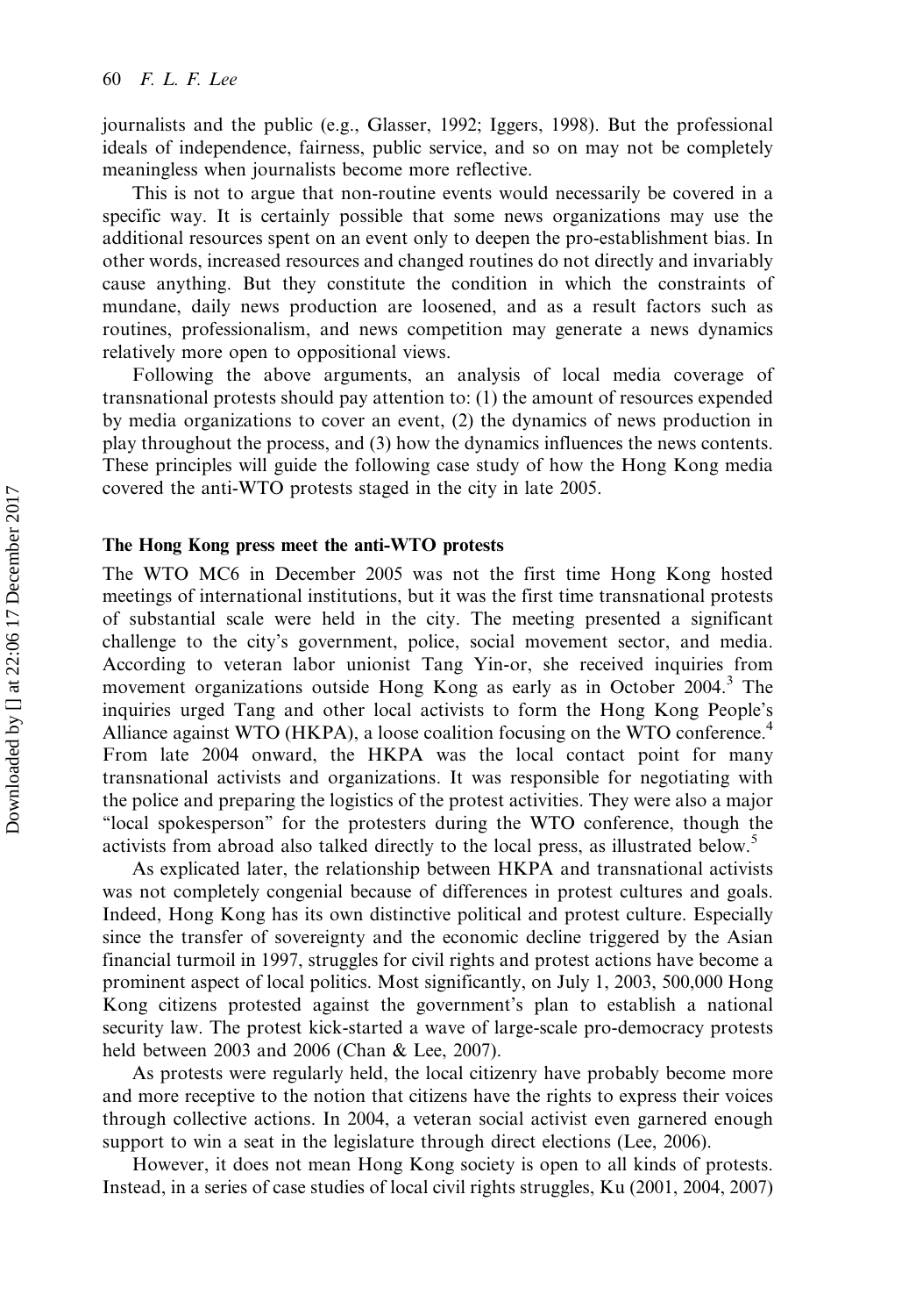journalists and the public (e.g., Glasser, 1992; Iggers, 1998). But the professional ideals of independence, fairness, public service, and so on may not be completely meaningless when journalists become more reflective.

This is not to argue that non-routine events would necessarily be covered in a specific way. It is certainly possible that some news organizations may use the additional resources spent on an event only to deepen the pro-establishment bias. In other words, increased resources and changed routines do not directly and invariably cause anything. But they constitute the condition in which the constraints of mundane, daily news production are loosened, and as a result factors such as routines, professionalism, and news competition may generate a news dynamics relatively more open to oppositional views.

Following the above arguments, an analysis of local media coverage of transnational protests should pay attention to: (1) the amount of resources expended by media organizations to cover an event, (2) the dynamics of news production in play throughout the process, and (3) how the dynamics influences the news contents. These principles will guide the following case study of how the Hong Kong media covered the anti-WTO protests staged in the city in late 2005.

### The Hong Kong press meet the anti-WTO protests

The WTO MC6 in December 2005 was not the first time Hong Kong hosted meetings of international institutions, but it was the first time transnational protests of substantial scale were held in the city. The meeting presented a significant challenge to the city's government, police, social movement sector, and media. According to veteran labor unionist Tang Yin-or, she received inquiries from movement organizations outside Hong Kong as early as in October 2004.[3] The inquiries urged Tang and other local activists to form the Hong Kong People's Alliance against WTO (HKPA), a loose coalition focusing on the WTO conference.[4] From late 2004 onward, the HKPA was the local contact point for many transnational activists and organizations. It was responsible for negotiating with the police and preparing the logistics of the protest activities. They were also a major "local spokesperson" for the protesters during the WTO conference, though the activists from abroad also talked directly to the local press, as illustrated below.[5]

As explicated later, the relationship between HKPA and transnational activists was not completely congenial because of differences in protest cultures and goals. Indeed, Hong Kong has its own distinctive political and protest culture. Especially since the transfer of sovereignty and the economic decline triggered by the Asian financial turmoil in 1997, struggles for civil rights and protest actions have become a prominent aspect of local politics. Most significantly, on July 1, 2003, 500,000 Hong Kong citizens protested against the government's plan to establish a national security law. The protest kick-started a wave of large-scale pro-democracy protests held between 2003 and 2006 (Chan & Lee, 2007).

As protests were regularly held, the local citizenry have probably become more and more receptive to the notion that citizens have the rights to express their voices through collective actions. In 2004, a veteran social activist even garnered enough support to win a seat in the legislature through direct elections (Lee, 2006).

However, it does not mean Hong Kong society is open to all kinds of protests. Instead, in a series of case studies of local civil rights struggles, Ku (2001, 2004, 2007)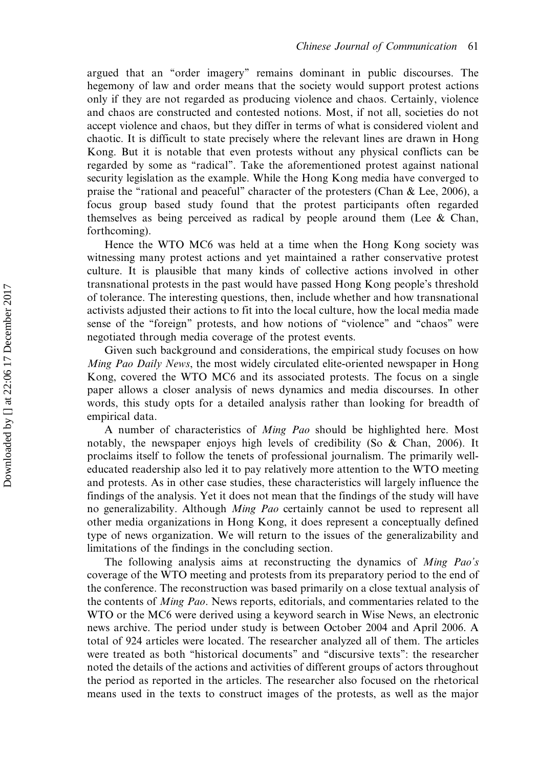argued that an "order imagery" remains dominant in public discourses. The hegemony of law and order means that the society would support protest actions only if they are not regarded as producing violence and chaos. Certainly, violence and chaos are constructed and contested notions. Most, if not all, societies do not accept violence and chaos, but they differ in terms of what is considered violent and chaotic. It is difficult to state precisely where the relevant lines are drawn in Hong Kong. But it is notable that even protests without any physical conflicts can be regarded by some as "radical". Take the aforementioned protest against national security legislation as the example. While the Hong Kong media have converged to praise the "rational and peaceful" character of the protesters (Chan & Lee, 2006), a focus group based study found that the protest participants often regarded themselves as being perceived as radical by people around them (Lee & Chan, forthcoming).

Hence the WTO MC6 was held at a time when the Hong Kong society was witnessing many protest actions and yet maintained a rather conservative protest culture. It is plausible that many kinds of collective actions involved in other transnational protests in the past would have passed Hong Kong people's threshold of tolerance. The interesting questions, then, include whether and how transnational activists adjusted their actions to fit into the local culture, how the local media made sense of the "foreign" protests, and how notions of "violence" and "chaos" were negotiated through media coverage of the protest events.

Given such background and considerations, the empirical study focuses on how *Ming Pao Daily News*, the most widely circulated elite-oriented newspaper in Hong Kong, covered the WTO MC6 and its associated protests. The focus on a single paper allows a closer analysis of news dynamics and media discourses. In other words, this study opts for a detailed analysis rather than looking for breadth of empirical data.

A number of characteristics of *Ming Pao* should be highlighted here. Most notably, the newspaper enjoys high levels of credibility (So & Chan, 2006). It proclaims itself to follow the tenets of professional journalism. The primarily well-educated readership also led it to pay relatively more attention to the WTO meeting and protests. As in other case studies, these characteristics will largely influence the findings of the analysis. Yet it does not mean that the findings of the study will have no generalizability. Although *Ming Pao* certainly cannot be used to represent all other media organizations in Hong Kong, it does represent a conceptually defined type of news organization. We will return to the issues of the generalizability and limitations of the findings in the concluding section.

The following analysis aims at reconstructing the dynamics of *Ming Pao's* coverage of the WTO meeting and protests from its preparatory period to the end of the conference. The reconstruction was based primarily on a close textual analysis of the contents of *Ming Pao*. News reports, editorials, and commentaries related to the WTO or the MC6 were derived using a keyword search in Wise News, an electronic news archive. The period under study is between October 2004 and April 2006. A total of 924 articles were located. The researcher analyzed all of them. The articles were treated as both "historical documents" and "discursive texts": the researcher noted the details of the actions and activities of different groups of actors throughout the period as reported in the articles. The researcher also focused on the rhetorical means used in the texts to construct images of the protests, as well as the major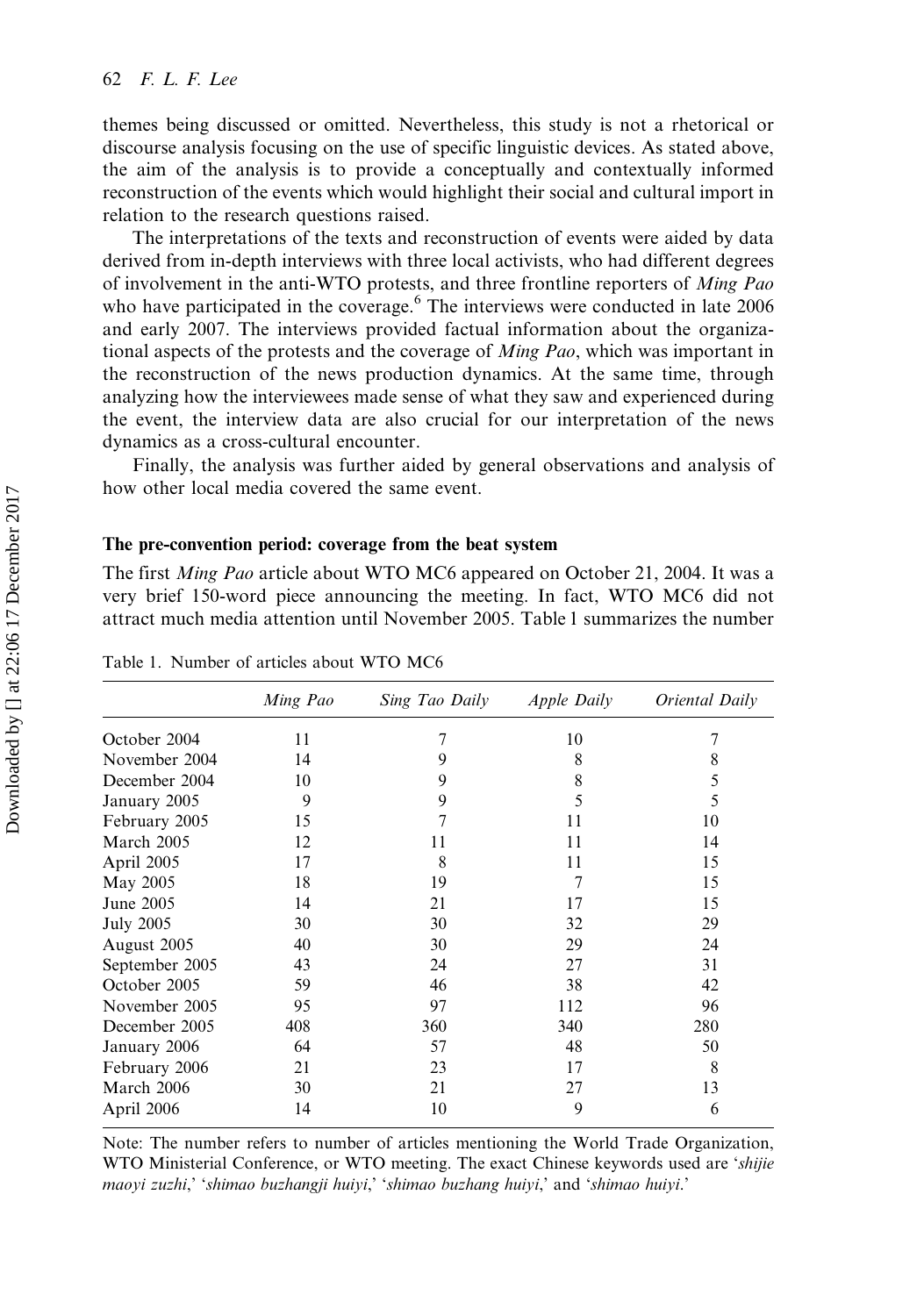themes being discussed or omitted. Nevertheless, this study is not a rhetorical or discourse analysis focusing on the use of specific linguistic devices. As stated above, the aim of the analysis is to provide a conceptually and contextually informed reconstruction of the events which would highlight their social and cultural import in relation to the research questions raised.

The interpretations of the texts and reconstruction of events were aided by data derived from in-depth interviews with three local activists, who had different degrees of involvement in the anti-WTO protests, and three frontline reporters of *Ming Pao* who have participated in the coverage.[6] The interviews were conducted in late 2006 and early 2007. The interviews provided factual information about the organizational aspects of the protests and the coverage of *Ming Pao*, which was important in the reconstruction of the news production dynamics. At the same time, through analyzing how the interviewees made sense of what they saw and experienced during the event, the interview data are also crucial for our interpretation of the news dynamics as a cross-cultural encounter.

Finally, the analysis was further aided by general observations and analysis of how other local media covered the same event.

## The pre-convention period: coverage from the beat system

The first *Ming Pao* article about WTO MC6 appeared on October 21, 2004. It was a very brief 150-word piece announcing the meeting. In fact, WTO MC6 did not attract much media attention until November 2005. Table 1 summarizes the number

Table 1. Number of articles about WTO MC6

| | *Ming Pao* | *Sing Tao Daily* | *Apple Daily* | *Oriental Daily* |
|---|---|---|---|---|
| October 2004 | 11 | 7 | 10 | 7 |
| November 2004 | 14 | 9 | 8 | 8 |
| December 2004 | 10 | 9 | 8 | 5 |
| January 2005 | 9 | 9 | 5 | 5 |
| February 2005 | 15 | 7 | 11 | 10 |
| March 2005 | 12 | 11 | 11 | 14 |
| April 2005 | 17 | 8 | 11 | 15 |
| May 2005 | 18 | 19 | 7 | 15 |
| June 2005 | 14 | 21 | 17 | 15 |
| July 2005 | 30 | 30 | 32 | 29 |
| August 2005 | 40 | 30 | 29 | 24 |
| September 2005 | 43 | 24 | 27 | 31 |
| October 2005 | 59 | 46 | 38 | 42 |
| November 2005 | 95 | 97 | 112 | 96 |
| December 2005 | 408 | 360 | 340 | 280 |
| January 2006 | 64 | 57 | 48 | 50 |
| February 2006 | 21 | 23 | 17 | 8 |
| March 2006 | 30 | 21 | 27 | 13 |
| April 2006 | 14 | 10 | 9 | 6 |

Note: The number refers to number of articles mentioning the World Trade Organization, WTO Ministerial Conference, or WTO meeting. The exact Chinese keywords used are '*shijie maoyi zuzhi*,' '*shimao buzhangji huiyi*,' '*shimao buzhang huiyi*,' and '*shimao huiyi*.'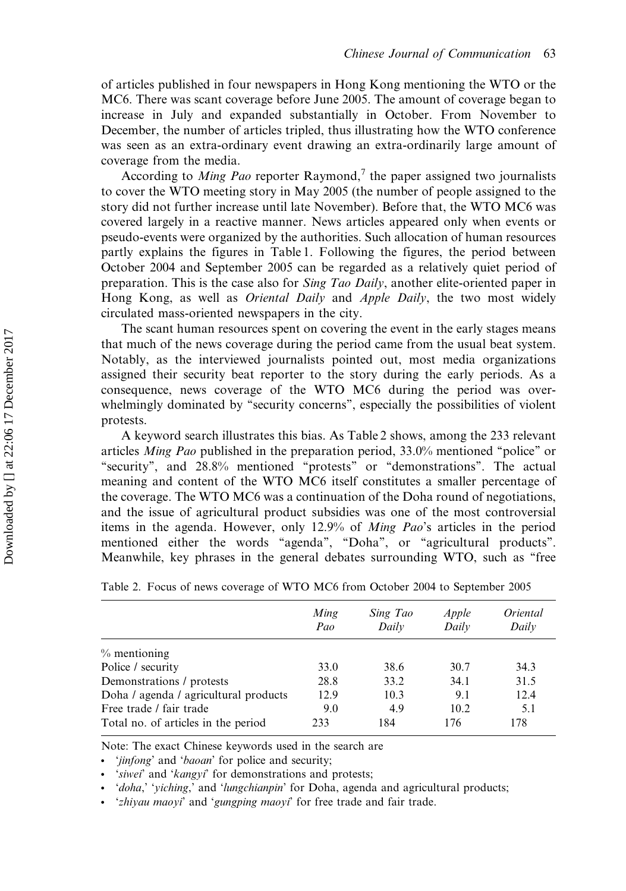of articles published in four newspapers in Hong Kong mentioning the WTO or the MC6. There was scant coverage before June 2005. The amount of coverage began to increase in July and expanded substantially in October. From November to December, the number of articles tripled, thus illustrating how the WTO conference was seen as an extra-ordinary event drawing an extra-ordinarily large amount of coverage from the media.

According to *Ming Pao* reporter Raymond,[7] the paper assigned two journalists to cover the WTO meeting story in May 2005 (the number of people assigned to the story did not further increase until late November). Before that, the WTO MC6 was covered largely in a reactive manner. News articles appeared only when events or pseudo-events were organized by the authorities. Such allocation of human resources partly explains the figures in Table 1. Following the figures, the period between October 2004 and September 2005 can be regarded as a relatively quiet period of preparation. This is the case also for *Sing Tao Daily*, another elite-oriented paper in Hong Kong, as well as *Oriental Daily* and *Apple Daily*, the two most widely circulated mass-oriented newspapers in the city.

The scant human resources spent on covering the event in the early stages means that much of the news coverage during the period came from the usual beat system. Notably, as the interviewed journalists pointed out, most media organizations assigned their security beat reporter to the story during the early periods. As a consequence, news coverage of the WTO MC6 during the period was overwhelmingly dominated by "security concerns", especially the possibilities of violent protests.

A keyword search illustrates this bias. As Table 2 shows, among the 233 relevant articles *Ming Pao* published in the preparation period, 33.0% mentioned "police" or "security", and 28.8% mentioned "protests" or "demonstrations". The actual meaning and content of the WTO MC6 itself constitutes a smaller percentage of the coverage. The WTO MC6 was a continuation of the Doha round of negotiations, and the issue of agricultural product subsidies was one of the most controversial items in the agenda. However, only 12.9% of *Ming Pao*'s articles in the period mentioned either the words "agenda", "Doha", or "agricultural products". Meanwhile, key phrases in the general debates surrounding WTO, such as "free

Table 2. Focus of news coverage of WTO MC6 from October 2004 to September 2005

| | *Ming Pao* | *Sing Tao Daily* | *Apple Daily* | *Oriental Daily* |
|---|---|---|---|---|
| % mentioning | | | | |
| Police / security | 33.0 | 38.6 | 30.7 | 34.3 |
| Demonstrations / protests | 28.8 | 33.2 | 34.1 | 31.5 |
| Doha / agenda / agricultural products | 12.9 | 10.3 | 9.1 | 12.4 |
| Free trade / fair trade | 9.0 | 4.9 | 10.2 | 5.1 |
| Total no. of articles in the period | 233 | 184 | 176 | 178 |

Note: The exact Chinese keywords used in the search are

- '*jinfong*' and '*baoan*' for police and security;
- '*siwei*' and '*kangyi*' for demonstrations and protests;
- '*doha*,' '*yiching*,' and '*lungchianpin*' for Doha, agenda and agricultural products;
- '*zhiyau maoyi*' and '*gungping maoyi*' for free trade and fair trade.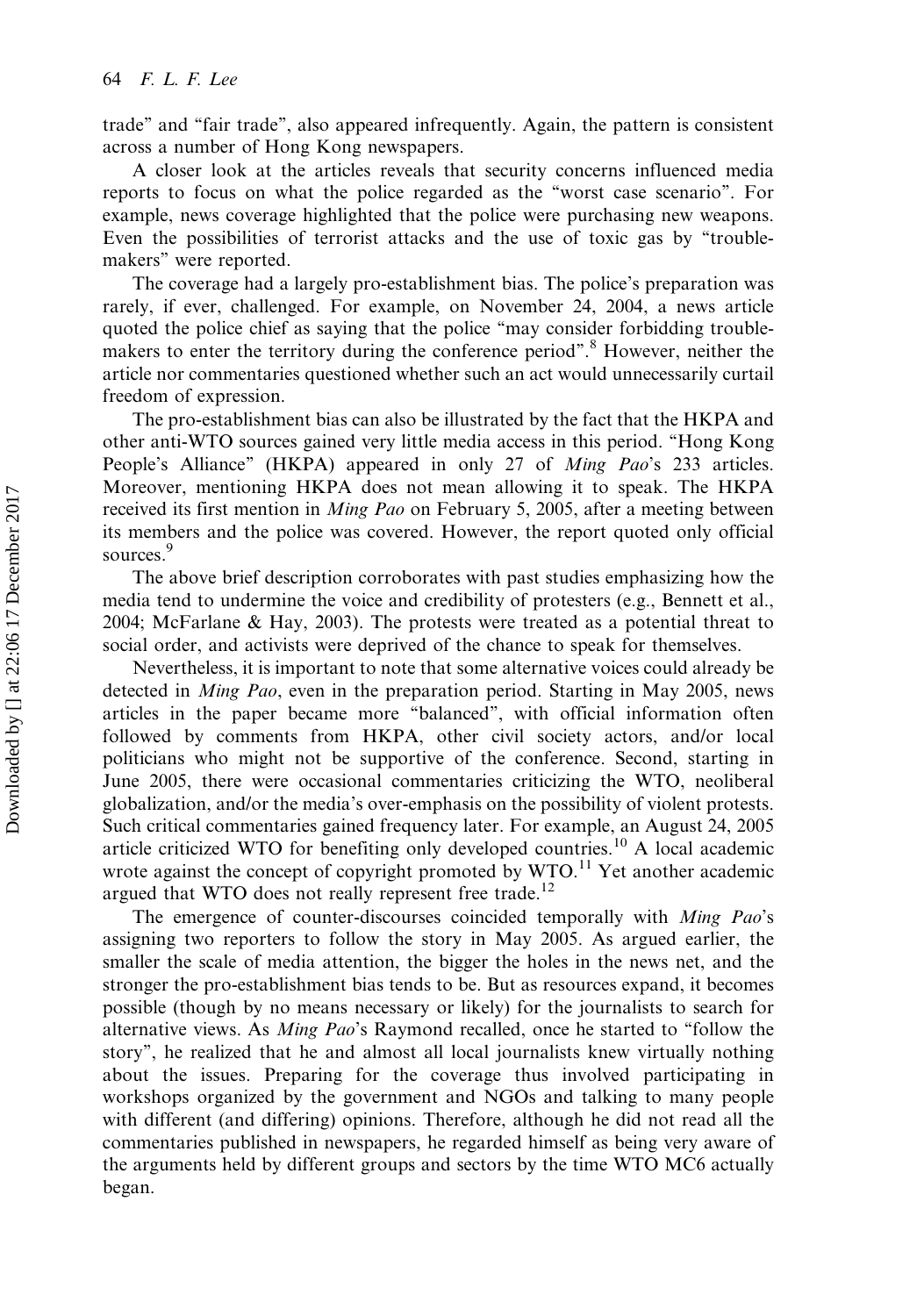trade" and "fair trade", also appeared infrequently. Again, the pattern is consistent across a number of Hong Kong newspapers.

A closer look at the articles reveals that security concerns influenced media reports to focus on what the police regarded as the "worst case scenario". For example, news coverage highlighted that the police were purchasing new weapons. Even the possibilities of terrorist attacks and the use of toxic gas by "trouble-makers" were reported.

The coverage had a largely pro-establishment bias. The police's preparation was rarely, if ever, challenged. For example, on November 24, 2004, a news article quoted the police chief as saying that the police "may consider forbidding trouble-makers to enter the territory during the conference period".[8] However, neither the article nor commentaries questioned whether such an act would unnecessarily curtail freedom of expression.

The pro-establishment bias can also be illustrated by the fact that the HKPA and other anti-WTO sources gained very little media access in this period. "Hong Kong People's Alliance" (HKPA) appeared in only 27 of *Ming Pao*'s 233 articles. Moreover, mentioning HKPA does not mean allowing it to speak. The HKPA received its first mention in *Ming Pao* on February 5, 2005, after a meeting between its members and the police was covered. However, the report quoted only official sources.[9]

The above brief description corroborates with past studies emphasizing how the media tend to undermine the voice and credibility of protesters (e.g., Bennett et al., 2004; McFarlane & Hay, 2003). The protests were treated as a potential threat to social order, and activists were deprived of the chance to speak for themselves.

Nevertheless, it is important to note that some alternative voices could already be detected in *Ming Pao*, even in the preparation period. Starting in May 2005, news articles in the paper became more "balanced", with official information often followed by comments from HKPA, other civil society actors, and/or local politicians who might not be supportive of the conference. Second, starting in June 2005, there were occasional commentaries criticizing the WTO, neoliberal globalization, and/or the media's over-emphasis on the possibility of violent protests. Such critical commentaries gained frequency later. For example, an August 24, 2005 article criticized WTO for benefiting only developed countries.[10] A local academic wrote against the concept of copyright promoted by WTO.[11] Yet another academic argued that WTO does not really represent free trade.[12]

The emergence of counter-discourses coincided temporally with *Ming Pao*'s assigning two reporters to follow the story in May 2005. As argued earlier, the smaller the scale of media attention, the bigger the holes in the news net, and the stronger the pro-establishment bias tends to be. But as resources expand, it becomes possible (though by no means necessary or likely) for the journalists to search for alternative views. As *Ming Pao*'s Raymond recalled, once he started to "follow the story", he realized that he and almost all local journalists knew virtually nothing about the issues. Preparing for the coverage thus involved participating in workshops organized by the government and NGOs and talking to many people with different (and differing) opinions. Therefore, although he did not read all the commentaries published in newspapers, he regarded himself as being very aware of the arguments held by different groups and sectors by the time WTO MC6 actually began.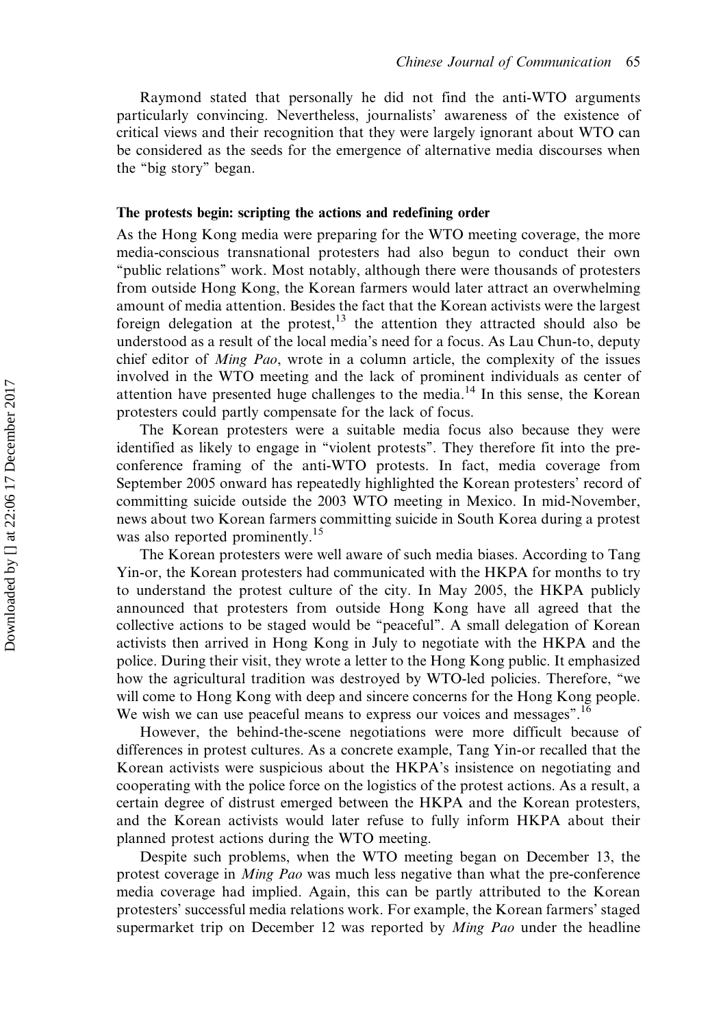Raymond stated that personally he did not find the anti-WTO arguments particularly convincing. Nevertheless, journalists' awareness of the existence of critical views and their recognition that they were largely ignorant about WTO can be considered as the seeds for the emergence of alternative media discourses when the "big story" began.

### The protests begin: scripting the actions and redefining order

As the Hong Kong media were preparing for the WTO meeting coverage, the more media-conscious transnational protesters had also begun to conduct their own "public relations" work. Most notably, although there were thousands of protesters from outside Hong Kong, the Korean farmers would later attract an overwhelming amount of media attention. Besides the fact that the Korean activists were the largest foreign delegation at the protest,[13] the attention they attracted should also be understood as a result of the local media's need for a focus. As Lau Chun-to, deputy chief editor of *Ming Pao*, wrote in a column article, the complexity of the issues involved in the WTO meeting and the lack of prominent individuals as center of attention have presented huge challenges to the media.[14] In this sense, the Korean protesters could partly compensate for the lack of focus.

The Korean protesters were a suitable media focus also because they were identified as likely to engage in "violent protests". They therefore fit into the pre-conference framing of the anti-WTO protests. In fact, media coverage from September 2005 onward has repeatedly highlighted the Korean protesters' record of committing suicide outside the 2003 WTO meeting in Mexico. In mid-November, news about two Korean farmers committing suicide in South Korea during a protest was also reported prominently.[15]

The Korean protesters were well aware of such media biases. According to Tang Yin-or, the Korean protesters had communicated with the HKPA for months to try to understand the protest culture of the city. In May 2005, the HKPA publicly announced that protesters from outside Hong Kong have all agreed that the collective actions to be staged would be "peaceful". A small delegation of Korean activists then arrived in Hong Kong in July to negotiate with the HKPA and the police. During their visit, they wrote a letter to the Hong Kong public. It emphasized how the agricultural tradition was destroyed by WTO-led policies. Therefore, "we will come to Hong Kong with deep and sincere concerns for the Hong Kong people. We wish we can use peaceful means to express our voices and messages".[16]

However, the behind-the-scene negotiations were more difficult because of differences in protest cultures. As a concrete example, Tang Yin-or recalled that the Korean activists were suspicious about the HKPA's insistence on negotiating and cooperating with the police force on the logistics of the protest actions. As a result, a certain degree of distrust emerged between the HKPA and the Korean protesters, and the Korean activists would later refuse to fully inform HKPA about their planned protest actions during the WTO meeting.

Despite such problems, when the WTO meeting began on December 13, the protest coverage in *Ming Pao* was much less negative than what the pre-conference media coverage had implied. Again, this can be partly attributed to the Korean protesters' successful media relations work. For example, the Korean farmers' staged supermarket trip on December 12 was reported by *Ming Pao* under the headline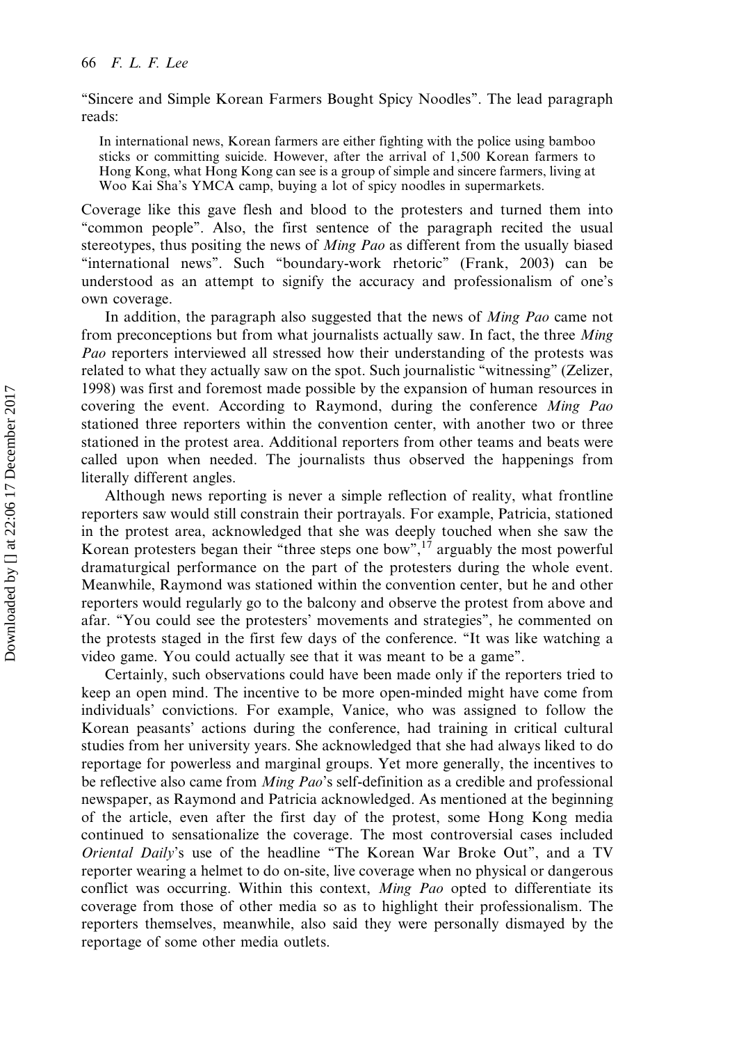"Sincere and Simple Korean Farmers Bought Spicy Noodles". The lead paragraph reads:

> In international news, Korean farmers are either fighting with the police using bamboo sticks or committing suicide. However, after the arrival of 1,500 Korean farmers to Hong Kong, what Hong Kong can see is a group of simple and sincere farmers, living at Woo Kai Sha's YMCA camp, buying a lot of spicy noodles in supermarkets.

Coverage like this gave flesh and blood to the protesters and turned them into "common people". Also, the first sentence of the paragraph recited the usual stereotypes, thus positing the news of *Ming Pao* as different from the usually biased "international news". Such "boundary-work rhetoric" (Frank, 2003) can be understood as an attempt to signify the accuracy and professionalism of one's own coverage.

In addition, the paragraph also suggested that the news of *Ming Pao* came not from preconceptions but from what journalists actually saw. In fact, the three *Ming Pao* reporters interviewed all stressed how their understanding of the protests was related to what they actually saw on the spot. Such journalistic "witnessing" (Zelizer, 1998) was first and foremost made possible by the expansion of human resources in covering the event. According to Raymond, during the conference *Ming Pao* stationed three reporters within the convention center, with another two or three stationed in the protest area. Additional reporters from other teams and beats were called upon when needed. The journalists thus observed the happenings from literally different angles.

Although news reporting is never a simple reflection of reality, what frontline reporters saw would still constrain their portrayals. For example, Patricia, stationed in the protest area, acknowledged that she was deeply touched when she saw the Korean protesters began their "three steps one bow",[17] arguably the most powerful dramaturgical performance on the part of the protesters during the whole event. Meanwhile, Raymond was stationed within the convention center, but he and other reporters would regularly go to the balcony and observe the protest from above and afar. "You could see the protesters' movements and strategies", he commented on the protests staged in the first few days of the conference. "It was like watching a video game. You could actually see that it was meant to be a game".

Certainly, such observations could have been made only if the reporters tried to keep an open mind. The incentive to be more open-minded might have come from individuals' convictions. For example, Vanice, who was assigned to follow the Korean peasants' actions during the conference, had training in critical cultural studies from her university years. She acknowledged that she had always liked to do reportage for powerless and marginal groups. Yet more generally, the incentives to be reflective also came from *Ming Pao*'s self-definition as a credible and professional newspaper, as Raymond and Patricia acknowledged. As mentioned at the beginning of the article, even after the first day of the protest, some Hong Kong media continued to sensationalize the coverage. The most controversial cases included *Oriental Daily*'s use of the headline "The Korean War Broke Out", and a TV reporter wearing a helmet to do on-site, live coverage when no physical or dangerous conflict was occurring. Within this context, *Ming Pao* opted to differentiate its coverage from those of other media so as to highlight their professionalism. The reporters themselves, meanwhile, also said they were personally dismayed by the reportage of some other media outlets.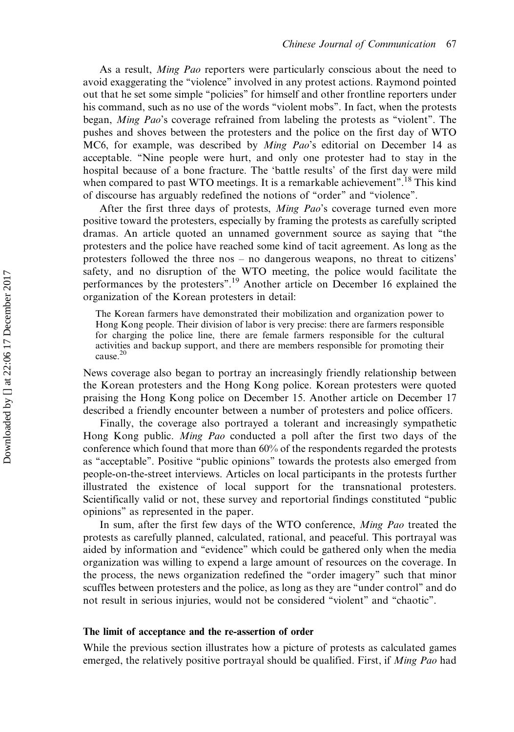As a result, *Ming Pao* reporters were particularly conscious about the need to avoid exaggerating the "violence" involved in any protest actions. Raymond pointed out that he set some simple "policies" for himself and other frontline reporters under his command, such as no use of the words "violent mobs". In fact, when the protests began, *Ming Pao*'s coverage refrained from labeling the protests as "violent". The pushes and shoves between the protesters and the police on the first day of WTO MC6, for example, was described by *Ming Pao*'s editorial on December 14 as acceptable. "Nine people were hurt, and only one protester had to stay in the hospital because of a bone fracture. The 'battle results' of the first day were mild when compared to past WTO meetings. It is a remarkable achievement".[18] This kind of discourse has arguably redefined the notions of "order" and "violence".

After the first three days of protests, *Ming Pao*'s coverage turned even more positive toward the protesters, especially by framing the protests as carefully scripted dramas. An article quoted an unnamed government source as saying that "the protesters and the police have reached some kind of tacit agreement. As long as the protesters followed the three nos – no dangerous weapons, no threat to citizens' safety, and no disruption of the WTO meeting, the police would facilitate the performances by the protesters".[19] Another article on December 16 explained the organization of the Korean protesters in detail:

> The Korean farmers have demonstrated their mobilization and organization power to Hong Kong people. Their division of labor is very precise: there are farmers responsible for charging the police line, there are female farmers responsible for the cultural activities and backup support, and there are members responsible for promoting their cause.[20]

News coverage also began to portray an increasingly friendly relationship between the Korean protesters and the Hong Kong police. Korean protesters were quoted praising the Hong Kong police on December 15. Another article on December 17 described a friendly encounter between a number of protesters and police officers.

Finally, the coverage also portrayed a tolerant and increasingly sympathetic Hong Kong public. *Ming Pao* conducted a poll after the first two days of the conference which found that more than 60% of the respondents regarded the protests as "acceptable". Positive "public opinions" towards the protests also emerged from people-on-the-street interviews. Articles on local participants in the protests further illustrated the existence of local support for the transnational protesters. Scientifically valid or not, these survey and reportorial findings constituted "public opinions" as represented in the paper.

In sum, after the first few days of the WTO conference, *Ming Pao* treated the protests as carefully planned, calculated, rational, and peaceful. This portrayal was aided by information and "evidence" which could be gathered only when the media organization was willing to expend a large amount of resources on the coverage. In the process, the news organization redefined the "order imagery" such that minor scuffles between protesters and the police, as long as they are "under control" and do not result in serious injuries, would not be considered "violent" and "chaotic".

### The limit of acceptance and the re-assertion of order

While the previous section illustrates how a picture of protests as calculated games emerged, the relatively positive portrayal should be qualified. First, if *Ming Pao* had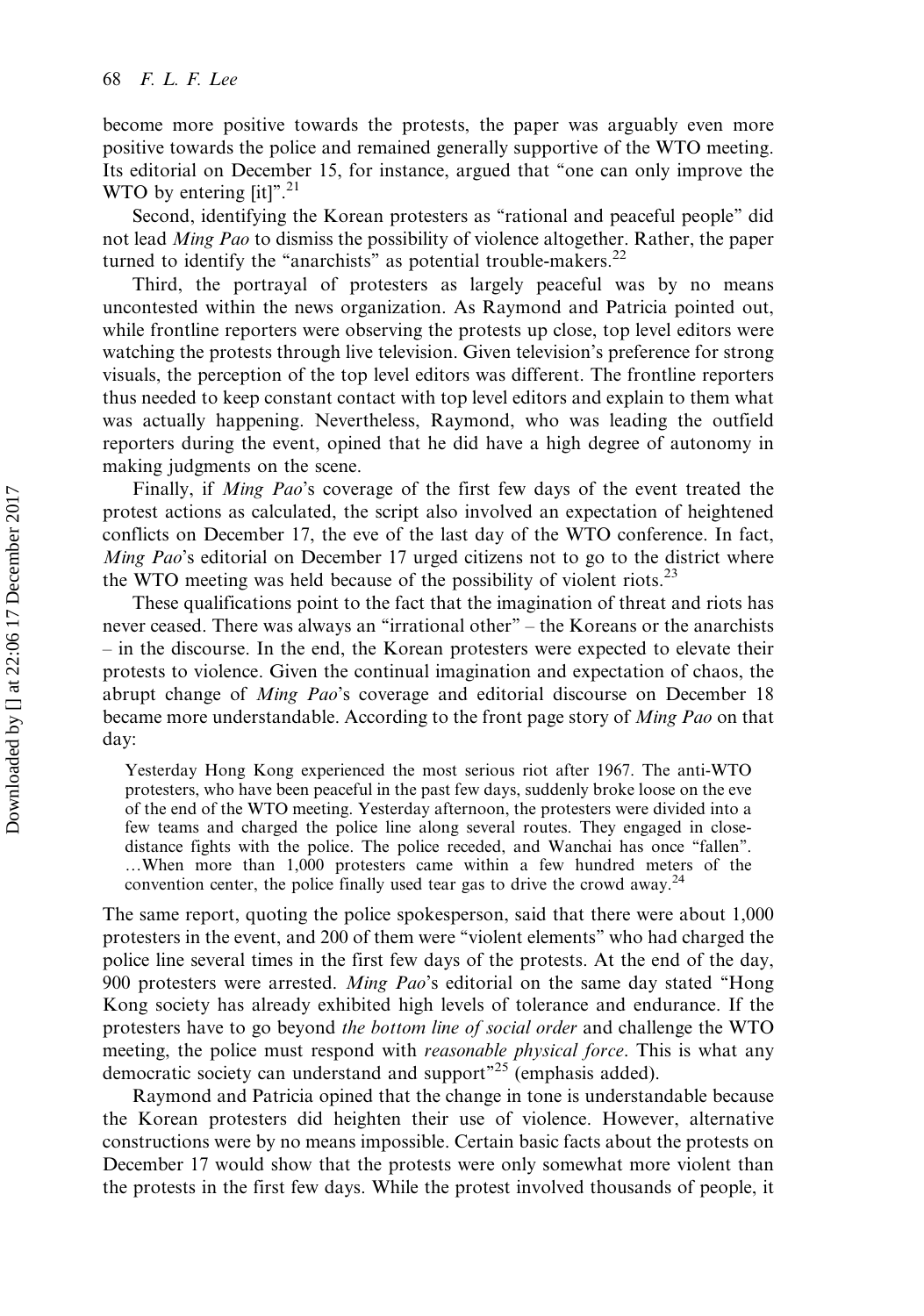become more positive towards the protests, the paper was arguably even more positive towards the police and remained generally supportive of the WTO meeting. Its editorial on December 15, for instance, argued that "one can only improve the WTO by entering [it]".[21]

Second, identifying the Korean protesters as "rational and peaceful people" did not lead *Ming Pao* to dismiss the possibility of violence altogether. Rather, the paper turned to identify the "anarchists" as potential trouble-makers.[22]

Third, the portrayal of protesters as largely peaceful was by no means uncontested within the news organization. As Raymond and Patricia pointed out, while frontline reporters were observing the protests up close, top level editors were watching the protests through live television. Given television's preference for strong visuals, the perception of the top level editors was different. The frontline reporters thus needed to keep constant contact with top level editors and explain to them what was actually happening. Nevertheless, Raymond, who was leading the outfield reporters during the event, opined that he did have a high degree of autonomy in making judgments on the scene.

Finally, if *Ming Pao*'s coverage of the first few days of the event treated the protest actions as calculated, the script also involved an expectation of heightened conflicts on December 17, the eve of the last day of the WTO conference. In fact, *Ming Pao*'s editorial on December 17 urged citizens not to go to the district where the WTO meeting was held because of the possibility of violent riots.[23]

These qualifications point to the fact that the imagination of threat and riots has never ceased. There was always an "irrational other" – the Koreans or the anarchists – in the discourse. In the end, the Korean protesters were expected to elevate their protests to violence. Given the continual imagination and expectation of chaos, the abrupt change of *Ming Pao*'s coverage and editorial discourse on December 18 became more understandable. According to the front page story of *Ming Pao* on that day:

> Yesterday Hong Kong experienced the most serious riot after 1967. The anti-WTO protesters, who have been peaceful in the past few days, suddenly broke loose on the eve of the end of the WTO meeting. Yesterday afternoon, the protesters were divided into a few teams and charged the police line along several routes. They engaged in close-distance fights with the police. The police receded, and Wanchai has once "fallen". …When more than 1,000 protesters came within a few hundred meters of the convention center, the police finally used tear gas to drive the crowd away.[24]

The same report, quoting the police spokesperson, said that there were about 1,000 protesters in the event, and 200 of them were "violent elements" who had charged the police line several times in the first few days of the protests. At the end of the day, 900 protesters were arrested. *Ming Pao*'s editorial on the same day stated "Hong Kong society has already exhibited high levels of tolerance and endurance. If the protesters have to go beyond *the bottom line of social order* and challenge the WTO meeting, the police must respond with *reasonable physical force*. This is what any democratic society can understand and support"[25] (emphasis added).

Raymond and Patricia opined that the change in tone is understandable because the Korean protesters did heighten their use of violence. However, alternative constructions were by no means impossible. Certain basic facts about the protests on December 17 would show that the protests were only somewhat more violent than the protests in the first few days. While the protest involved thousands of people, it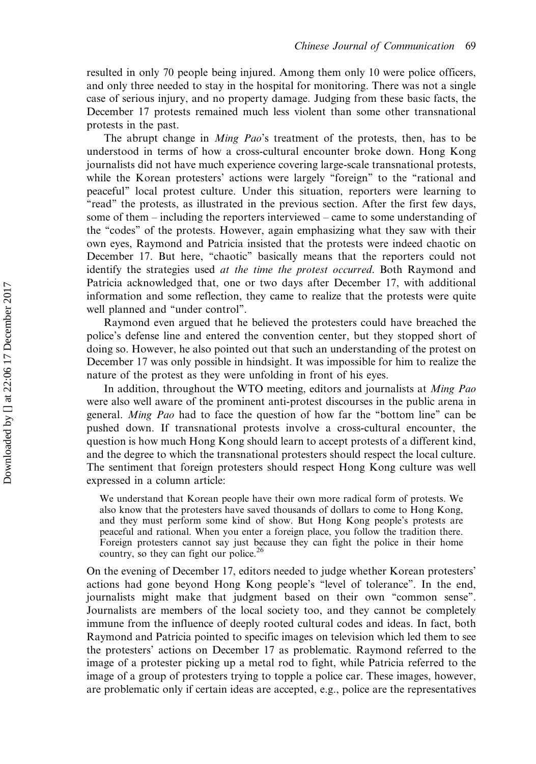resulted in only 70 people being injured. Among them only 10 were police officers, and only three needed to stay in the hospital for monitoring. There was not a single case of serious injury, and no property damage. Judging from these basic facts, the December 17 protests remained much less violent than some other transnational protests in the past.

The abrupt change in *Ming Pao*'s treatment of the protests, then, has to be understood in terms of how a cross-cultural encounter broke down. Hong Kong journalists did not have much experience covering large-scale transnational protests, while the Korean protesters' actions were largely "foreign" to the "rational and peaceful" local protest culture. Under this situation, reporters were learning to "read" the protests, as illustrated in the previous section. After the first few days, some of them – including the reporters interviewed – came to some understanding of the "codes" of the protests. However, again emphasizing what they saw with their own eyes, Raymond and Patricia insisted that the protests were indeed chaotic on December 17. But here, "chaotic" basically means that the reporters could not identify the strategies used *at the time the protest occurred*. Both Raymond and Patricia acknowledged that, one or two days after December 17, with additional information and some reflection, they came to realize that the protests were quite well planned and "under control".

Raymond even argued that he believed the protesters could have breached the police's defense line and entered the convention center, but they stopped short of doing so. However, he also pointed out that such an understanding of the protest on December 17 was only possible in hindsight. It was impossible for him to realize the nature of the protest as they were unfolding in front of his eyes.

In addition, throughout the WTO meeting, editors and journalists at *Ming Pao* were also well aware of the prominent anti-protest discourses in the public arena in general. *Ming Pao* had to face the question of how far the "bottom line" can be pushed down. If transnational protests involve a cross-cultural encounter, the question is how much Hong Kong should learn to accept protests of a different kind, and the degree to which the transnational protesters should respect the local culture. The sentiment that foreign protesters should respect Hong Kong culture was well expressed in a column article:

> We understand that Korean people have their own more radical form of protests. We also know that the protesters have saved thousands of dollars to come to Hong Kong, and they must perform some kind of show. But Hong Kong people's protests are peaceful and rational. When you enter a foreign place, you follow the tradition there. Foreign protesters cannot say just because they can fight the police in their home country, so they can fight our police.[26]

On the evening of December 17, editors needed to judge whether Korean protesters' actions had gone beyond Hong Kong people's "level of tolerance". In the end, journalists might make that judgment based on their own "common sense". Journalists are members of the local society too, and they cannot be completely immune from the influence of deeply rooted cultural codes and ideas. In fact, both Raymond and Patricia pointed to specific images on television which led them to see the protesters' actions on December 17 as problematic. Raymond referred to the image of a protester picking up a metal rod to fight, while Patricia referred to the image of a group of protesters trying to topple a police car. These images, however, are problematic only if certain ideas are accepted, e.g., police are the representatives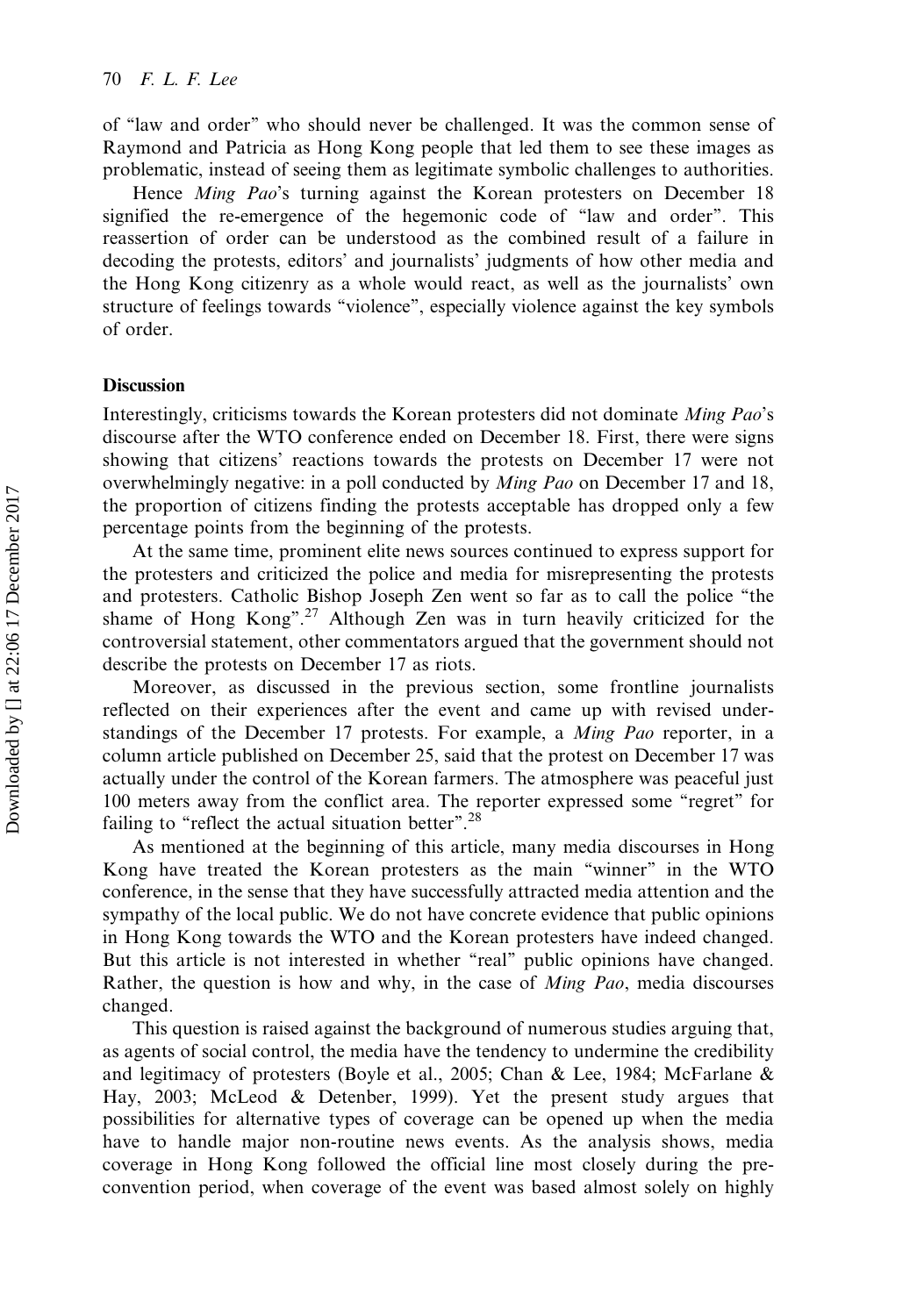of "law and order" who should never be challenged. It was the common sense of Raymond and Patricia as Hong Kong people that led them to see these images as problematic, instead of seeing them as legitimate symbolic challenges to authorities.

Hence *Ming Pao*'s turning against the Korean protesters on December 18 signified the re-emergence of the hegemonic code of "law and order". This reassertion of order can be understood as the combined result of a failure in decoding the protests, editors' and journalists' judgments of how other media and the Hong Kong citizenry as a whole would react, as well as the journalists' own structure of feelings towards "violence", especially violence against the key symbols of order.

## Discussion

Interestingly, criticisms towards the Korean protesters did not dominate *Ming Pao*'s discourse after the WTO conference ended on December 18. First, there were signs showing that citizens' reactions towards the protests on December 17 were not overwhelmingly negative: in a poll conducted by *Ming Pao* on December 17 and 18, the proportion of citizens finding the protests acceptable has dropped only a few percentage points from the beginning of the protests.

At the same time, prominent elite news sources continued to express support for the protesters and criticized the police and media for misrepresenting the protests and protesters. Catholic Bishop Joseph Zen went so far as to call the police "the shame of Hong Kong".[27] Although Zen was in turn heavily criticized for the controversial statement, other commentators argued that the government should not describe the protests on December 17 as riots.

Moreover, as discussed in the previous section, some frontline journalists reflected on their experiences after the event and came up with revised understandings of the December 17 protests. For example, a *Ming Pao* reporter, in a column article published on December 25, said that the protest on December 17 was actually under the control of the Korean farmers. The atmosphere was peaceful just 100 meters away from the conflict area. The reporter expressed some "regret" for failing to "reflect the actual situation better".[28]

As mentioned at the beginning of this article, many media discourses in Hong Kong have treated the Korean protesters as the main "winner" in the WTO conference, in the sense that they have successfully attracted media attention and the sympathy of the local public. We do not have concrete evidence that public opinions in Hong Kong towards the WTO and the Korean protesters have indeed changed. But this article is not interested in whether "real" public opinions have changed. Rather, the question is how and why, in the case of *Ming Pao*, media discourses changed.

This question is raised against the background of numerous studies arguing that, as agents of social control, the media have the tendency to undermine the credibility and legitimacy of protesters (Boyle et al., 2005; Chan & Lee, 1984; McFarlane & Hay, 2003; McLeod & Detenber, 1999). Yet the present study argues that possibilities for alternative types of coverage can be opened up when the media have to handle major non-routine news events. As the analysis shows, media coverage in Hong Kong followed the official line most closely during the pre-convention period, when coverage of the event was based almost solely on highly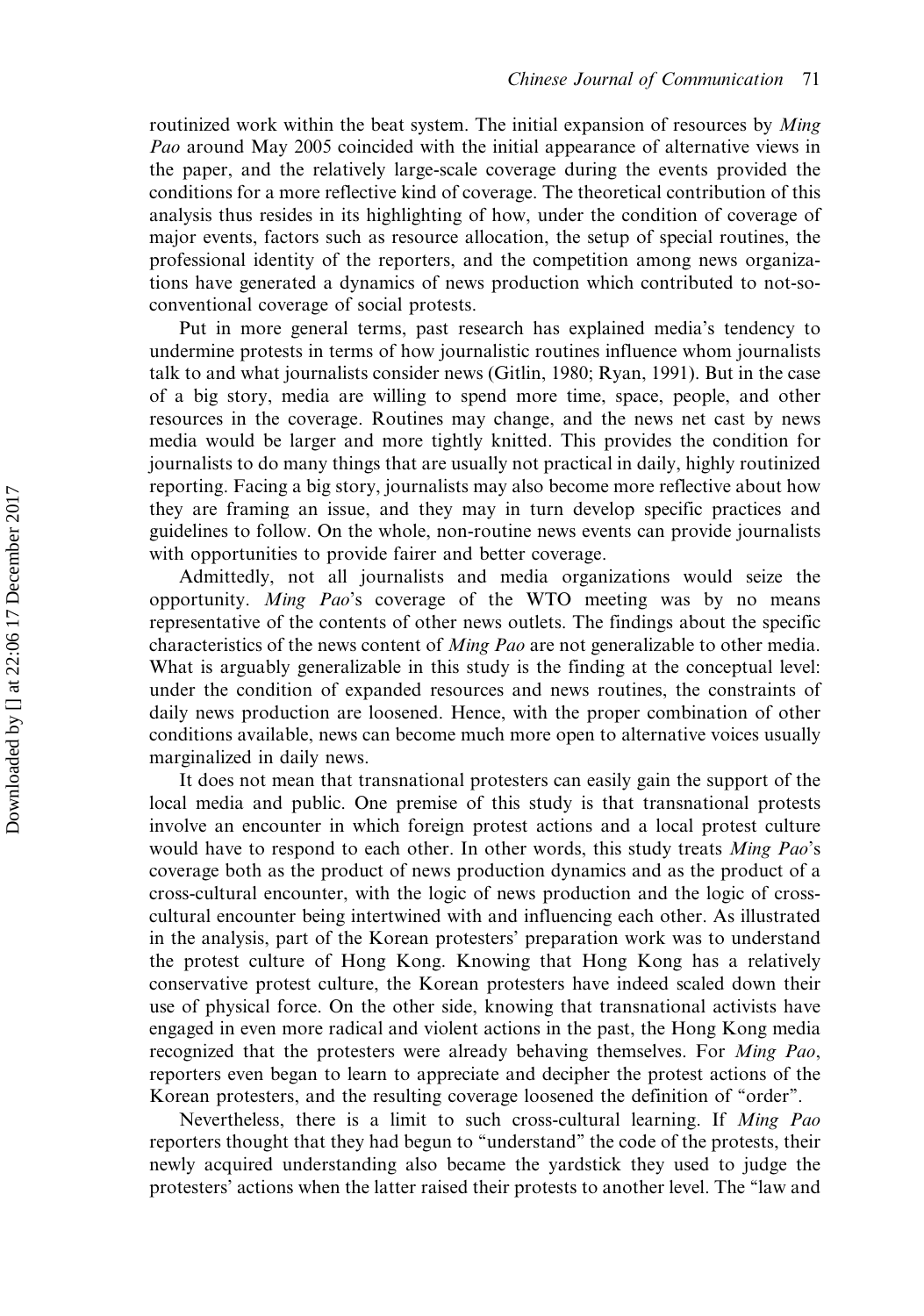routinized work within the beat system. The initial expansion of resources by *Ming Pao* around May 2005 coincided with the initial appearance of alternative views in the paper, and the relatively large-scale coverage during the events provided the conditions for a more reflective kind of coverage. The theoretical contribution of this analysis thus resides in its highlighting of how, under the condition of coverage of major events, factors such as resource allocation, the setup of special routines, the professional identity of the reporters, and the competition among news organizations have generated a dynamics of news production which contributed to not-so-conventional coverage of social protests.

Put in more general terms, past research has explained media's tendency to undermine protests in terms of how journalistic routines influence whom journalists talk to and what journalists consider news (Gitlin, 1980; Ryan, 1991). But in the case of a big story, media are willing to spend more time, space, people, and other resources in the coverage. Routines may change, and the news net cast by news media would be larger and more tightly knitted. This provides the condition for journalists to do many things that are usually not practical in daily, highly routinized reporting. Facing a big story, journalists may also become more reflective about how they are framing an issue, and they may in turn develop specific practices and guidelines to follow. On the whole, non-routine news events can provide journalists with opportunities to provide fairer and better coverage.

Admittedly, not all journalists and media organizations would seize the opportunity. *Ming Pao*'s coverage of the WTO meeting was by no means representative of the contents of other news outlets. The findings about the specific characteristics of the news content of *Ming Pao* are not generalizable to other media. What is arguably generalizable in this study is the finding at the conceptual level: under the condition of expanded resources and news routines, the constraints of daily news production are loosened. Hence, with the proper combination of other conditions available, news can become much more open to alternative voices usually marginalized in daily news.

It does not mean that transnational protesters can easily gain the support of the local media and public. One premise of this study is that transnational protests involve an encounter in which foreign protest actions and a local protest culture would have to respond to each other. In other words, this study treats *Ming Pao*'s coverage both as the product of news production dynamics and as the product of a cross-cultural encounter, with the logic of news production and the logic of cross-cultural encounter being intertwined with and influencing each other. As illustrated in the analysis, part of the Korean protesters' preparation work was to understand the protest culture of Hong Kong. Knowing that Hong Kong has a relatively conservative protest culture, the Korean protesters have indeed scaled down their use of physical force. On the other side, knowing that transnational activists have engaged in even more radical and violent actions in the past, the Hong Kong media recognized that the protesters were already behaving themselves. For *Ming Pao*, reporters even began to learn to appreciate and decipher the protest actions of the Korean protesters, and the resulting coverage loosened the definition of "order".

Nevertheless, there is a limit to such cross-cultural learning. If *Ming Pao* reporters thought that they had begun to "understand" the code of the protests, their newly acquired understanding also became the yardstick they used to judge the protesters' actions when the latter raised their protests to another level. The "law and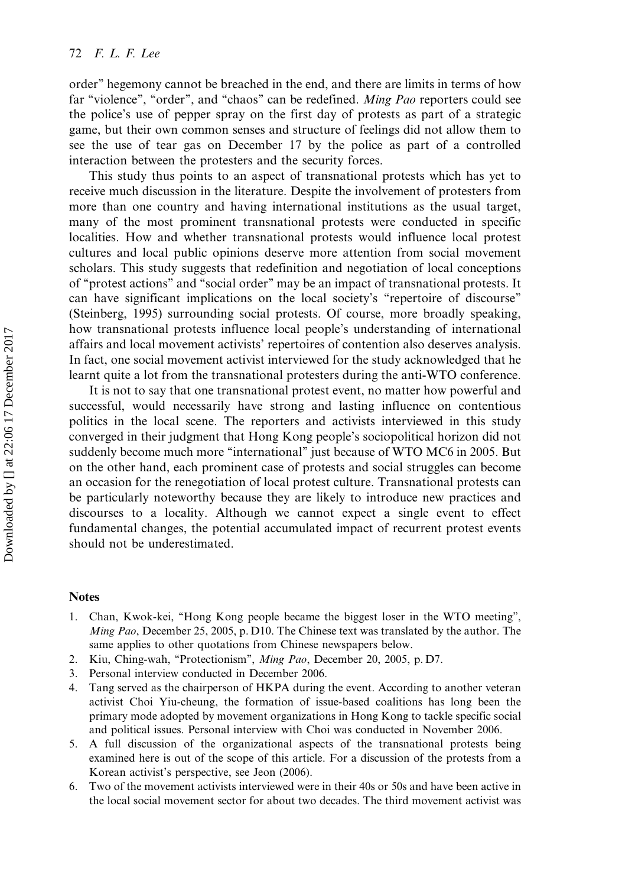order" hegemony cannot be breached in the end, and there are limits in terms of how far "violence", "order", and "chaos" can be redefined. *Ming Pao* reporters could see the police's use of pepper spray on the first day of protests as part of a strategic game, but their own common senses and structure of feelings did not allow them to see the use of tear gas on December 17 by the police as part of a controlled interaction between the protesters and the security forces.

This study thus points to an aspect of transnational protests which has yet to receive much discussion in the literature. Despite the involvement of protesters from more than one country and having international institutions as the usual target, many of the most prominent transnational protests were conducted in specific localities. How and whether transnational protests would influence local protest cultures and local public opinions deserve more attention from social movement scholars. This study suggests that redefinition and negotiation of local conceptions of "protest actions" and "social order" may be an impact of transnational protests. It can have significant implications on the local society's "repertoire of discourse" (Steinberg, 1995) surrounding social protests. Of course, more broadly speaking, how transnational protests influence local people's understanding of international affairs and local movement activists' repertoires of contention also deserves analysis. In fact, one social movement activist interviewed for the study acknowledged that he learnt quite a lot from the transnational protesters during the anti-WTO conference.

It is not to say that one transnational protest event, no matter how powerful and successful, would necessarily have strong and lasting influence on contentious politics in the local scene. The reporters and activists interviewed in this study converged in their judgment that Hong Kong people's sociopolitical horizon did not suddenly become much more "international" just because of WTO MC6 in 2005. But on the other hand, each prominent case of protests and social struggles can become an occasion for the renegotiation of local protest culture. Transnational protests can be particularly noteworthy because they are likely to introduce new practices and discourses to a locality. Although we cannot expect a single event to effect fundamental changes, the potential accumulated impact of recurrent protest events should not be underestimated.

## Notes

1. Chan, Kwok-kei, "Hong Kong people became the biggest loser in the WTO meeting", *Ming Pao*, December 25, 2005, p. D10. The Chinese text was translated by the author. The same applies to other quotations from Chinese newspapers below.
2. Kiu, Ching-wah, "Protectionism", *Ming Pao*, December 20, 2005, p. D7.
3. Personal interview conducted in December 2006.
4. Tang served as the chairperson of HKPA during the event. According to another veteran activist Choi Yiu-cheung, the formation of issue-based coalitions has long been the primary mode adopted by movement organizations in Hong Kong to tackle specific social and political issues. Personal interview with Choi was conducted in November 2006.
5. A full discussion of the organizational aspects of the transnational protests being examined here is out of the scope of this article. For a discussion of the protests from a Korean activist's perspective, see Jeon (2006).
6. Two of the movement activists interviewed were in their 40s or 50s and have been active in the local social movement sector for about two decades. The third movement activist was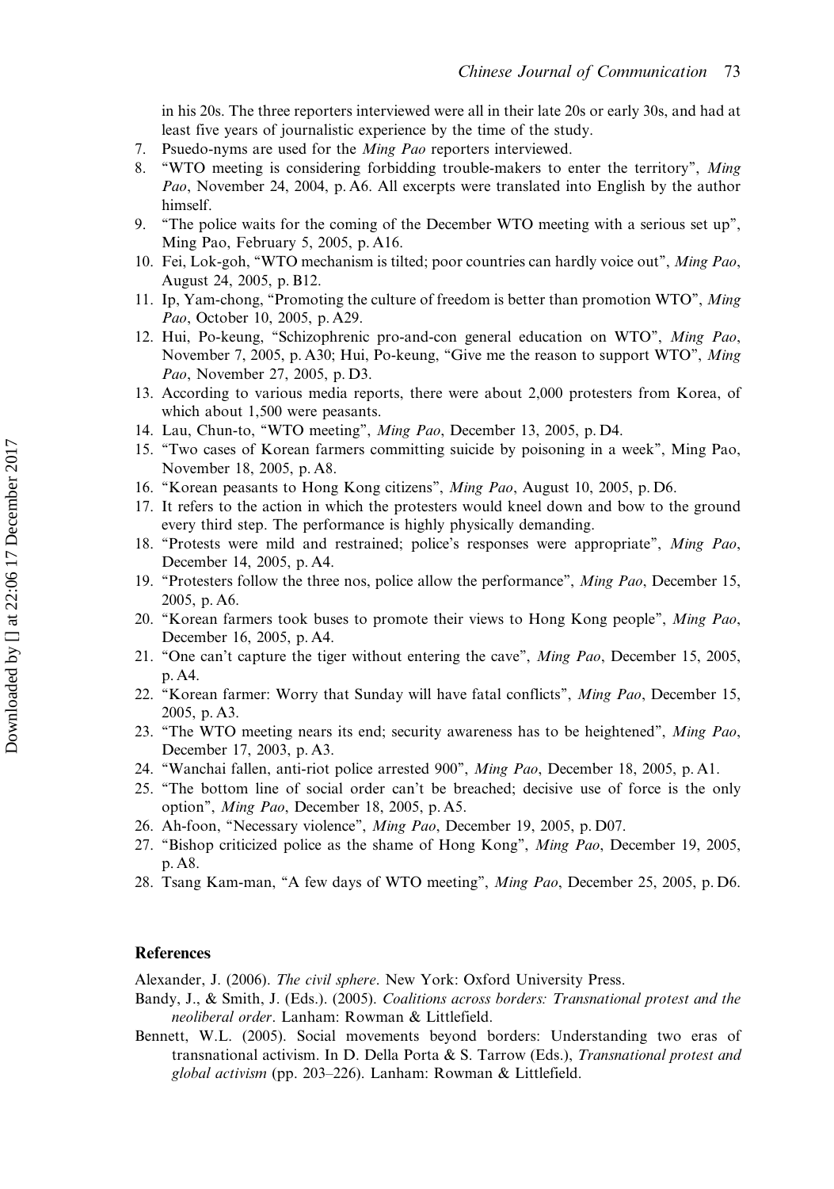in his 20s. The three reporters interviewed were all in their late 20s or early 30s, and had at least five years of journalistic experience by the time of the study.

7. Psuedo-nyms are used for the *Ming Pao* reporters interviewed.
8. "WTO meeting is considering forbidding trouble-makers to enter the territory", *Ming Pao*, November 24, 2004, p. A6. All excerpts were translated into English by the author himself.
9. "The police waits for the coming of the December WTO meeting with a serious set up", Ming Pao, February 5, 2005, p. A16.
10. Fei, Lok-goh, "WTO mechanism is tilted; poor countries can hardly voice out", *Ming Pao*, August 24, 2005, p. B12.
11. Ip, Yam-chong, "Promoting the culture of freedom is better than promotion WTO", *Ming Pao*, October 10, 2005, p. A29.
12. Hui, Po-keung, "Schizophrenic pro-and-con general education on WTO", *Ming Pao*, November 7, 2005, p. A30; Hui, Po-keung, "Give me the reason to support WTO", *Ming Pao*, November 27, 2005, p. D3.
13. According to various media reports, there were about 2,000 protesters from Korea, of which about 1,500 were peasants.
14. Lau, Chun-to, "WTO meeting", *Ming Pao*, December 13, 2005, p. D4.
15. "Two cases of Korean farmers committing suicide by poisoning in a week", Ming Pao, November 18, 2005, p. A8.
16. "Korean peasants to Hong Kong citizens", *Ming Pao*, August 10, 2005, p. D6.
17. It refers to the action in which the protesters would kneel down and bow to the ground every third step. The performance is highly physically demanding.
18. "Protests were mild and restrained; police's responses were appropriate", *Ming Pao*, December 14, 2005, p. A4.
19. "Protesters follow the three nos, police allow the performance", *Ming Pao*, December 15, 2005, p. A6.
20. "Korean farmers took buses to promote their views to Hong Kong people", *Ming Pao*, December 16, 2005, p. A4.
21. "One can't capture the tiger without entering the cave", *Ming Pao*, December 15, 2005, p. A4.
22. "Korean farmer: Worry that Sunday will have fatal conflicts", *Ming Pao*, December 15, 2005, p. A3.
23. "The WTO meeting nears its end; security awareness has to be heightened", *Ming Pao*, December 17, 2003, p. A3.
24. "Wanchai fallen, anti-riot police arrested 900", *Ming Pao*, December 18, 2005, p. A1.
25. "The bottom line of social order can't be breached; decisive use of force is the only option", *Ming Pao*, December 18, 2005, p. A5.
26. Ah-foon, "Necessary violence", *Ming Pao*, December 19, 2005, p. D07.
27. "Bishop criticized police as the shame of Hong Kong", *Ming Pao*, December 19, 2005, p. A8.
28. Tsang Kam-man, "A few days of WTO meeting", *Ming Pao*, December 25, 2005, p. D6.

## References

Alexander, J. (2006). *The civil sphere*. New York: Oxford University Press.

Bandy, J., & Smith, J. (Eds.). (2005). *Coalitions across borders: Transnational protest and the neoliberal order*. Lanham: Rowman & Littlefield.

Bennett, W.L. (2005). Social movements beyond borders: Understanding two eras of transnational activism. In D. Della Porta & S. Tarrow (Eds.), *Transnational protest and global activism* (pp. 203–226). Lanham: Rowman & Littlefield.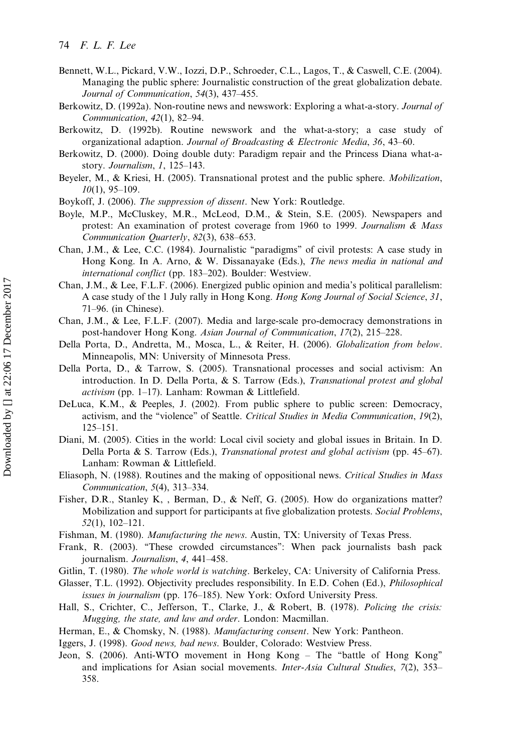Bennett, W.L., Pickard, V.W., Iozzi, D.P., Schroeder, C.L., Lagos, T., & Caswell, C.E. (2004). Managing the public sphere: Journalistic construction of the great globalization debate. *Journal of Communication*, *54*(3), 437–455.

Berkowitz, D. (1992a). Non-routine news and newswork: Exploring a what-a-story. *Journal of Communication*, *42*(1), 82–94.

Berkowitz, D. (1992b). Routine newswork and the what-a-story; a case study of organizational adaption. *Journal of Broadcasting & Electronic Media*, *36*, 43–60.

Berkowitz, D. (2000). Doing double duty: Paradigm repair and the Princess Diana what-a-story. *Journalism*, *1*, 125–143.

Beyeler, M., & Kriesi, H. (2005). Transnational protest and the public sphere. *Mobilization*, *10*(1), 95–109.

Boykoff, J. (2006). *The suppression of dissent*. New York: Routledge.

Boyle, M.P., McCluskey, M.R., McLeod, D.M., & Stein, S.E. (2005). Newspapers and protest: An examination of protest coverage from 1960 to 1999. *Journalism & Mass Communication Quarterly*, *82*(3), 638–653.

Chan, J.M., & Lee, C.C. (1984). Journalistic "paradigms" of civil protests: A case study in Hong Kong. In A. Arno, & W. Dissanayake (Eds.), *The news media in national and international conflict* (pp. 183–202). Boulder: Westview.

Chan, J.M., & Lee, F.L.F. (2006). Energized public opinion and media's political parallelism: A case study of the 1 July rally in Hong Kong. *Hong Kong Journal of Social Science*, *31*, 71–96. (in Chinese).

Chan, J.M., & Lee, F.L.F. (2007). Media and large-scale pro-democracy demonstrations in post-handover Hong Kong. *Asian Journal of Communication*, *17*(2), 215–228.

Della Porta, D., Andretta, M., Mosca, L., & Reiter, H. (2006). *Globalization from below*. Minneapolis, MN: University of Minnesota Press.

Della Porta, D., & Tarrow, S. (2005). Transnational processes and social activism: An introduction. In D. Della Porta, & S. Tarrow (Eds.), *Transnational protest and global activism* (pp. 1–17). Lanham: Rowman & Littlefield.

DeLuca, K.M., & Peeples, J. (2002). From public sphere to public screen: Democracy, activism, and the "violence" of Seattle. *Critical Studies in Media Communication*, *19*(2), 125–151.

Diani, M. (2005). Cities in the world: Local civil society and global issues in Britain. In D. Della Porta & S. Tarrow (Eds.), *Transnational protest and global activism* (pp. 45–67). Lanham: Rowman & Littlefield.

Eliasoph, N. (1988). Routines and the making of oppositional news. *Critical Studies in Mass Communication*, *5*(4), 313–334.

Fisher, D.R., Stanley K, , Berman, D., & Neff, G. (2005). How do organizations matter? Mobilization and support for participants at five globalization protests. *Social Problems*, *52*(1), 102–121.

Fishman, M. (1980). *Manufacturing the news*. Austin, TX: University of Texas Press.

Frank, R. (2003). "These crowded circumstances": When pack journalists bash pack journalism. *Journalism*, *4*, 441–458.

Gitlin, T. (1980). *The whole world is watching*. Berkeley, CA: University of California Press.

Glasser, T.L. (1992). Objectivity precludes responsibility. In E.D. Cohen (Ed.), *Philosophical issues in journalism* (pp. 176–185). New York: Oxford University Press.

Hall, S., Crichter, C., Jefferson, T., Clarke, J., & Robert, B. (1978). *Policing the crisis: Mugging, the state, and law and order*. London: Macmillan.

Herman, E., & Chomsky, N. (1988). *Manufacturing consent*. New York: Pantheon.

Iggers, J. (1998). *Good news, bad news*. Boulder, Colorado: Westview Press.

Jeon, S. (2006). Anti-WTO movement in Hong Kong – The "battle of Hong Kong" and implications for Asian social movements. *Inter-Asia Cultural Studies*, *7*(2), 353–358.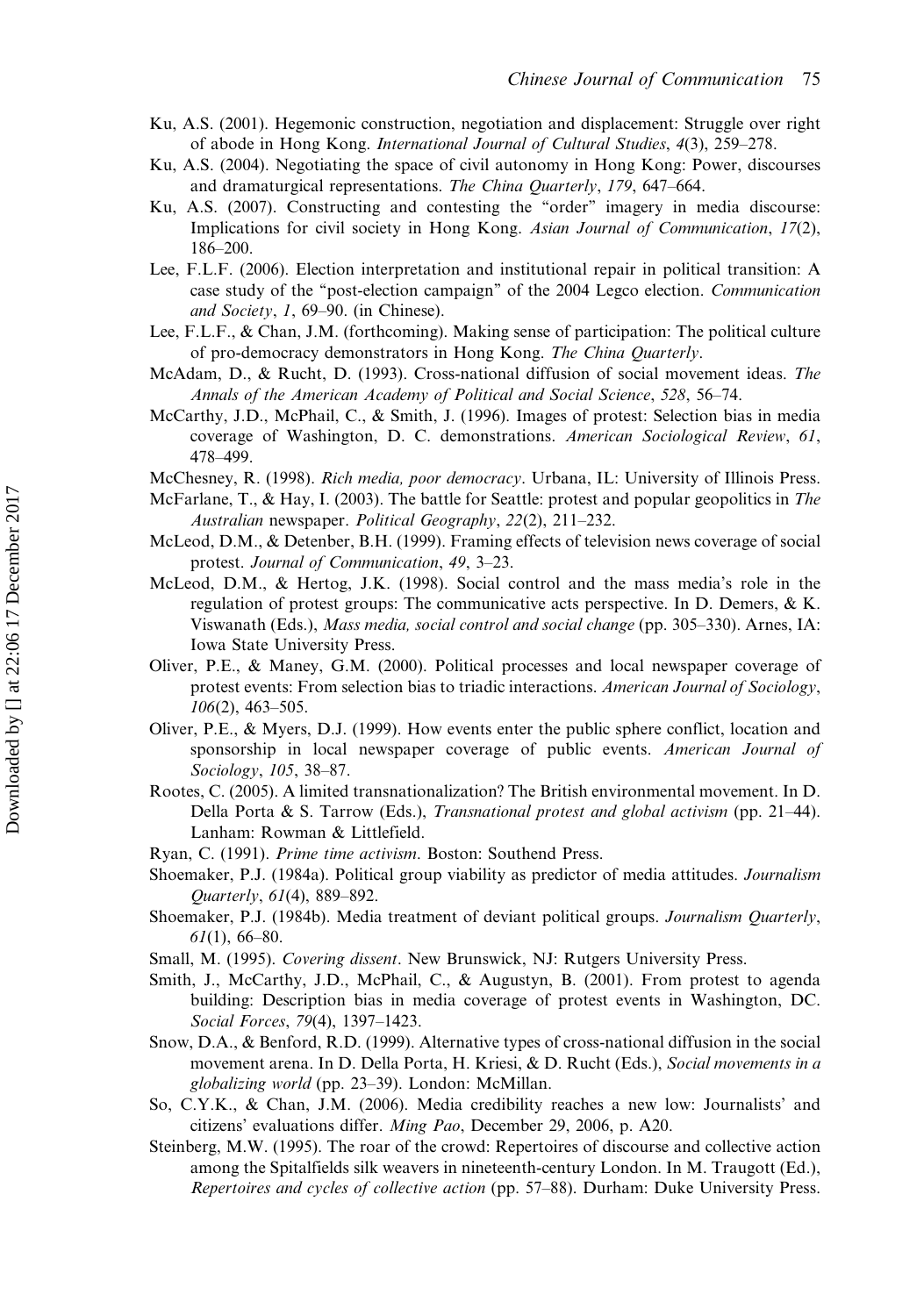Ku, A.S. (2001). Hegemonic construction, negotiation and displacement: Struggle over right of abode in Hong Kong. *International Journal of Cultural Studies*, *4*(3), 259–278.

Ku, A.S. (2004). Negotiating the space of civil autonomy in Hong Kong: Power, discourses and dramaturgical representations. *The China Quarterly*, *179*, 647–664.

Ku, A.S. (2007). Constructing and contesting the "order" imagery in media discourse: Implications for civil society in Hong Kong. *Asian Journal of Communication*, *17*(2), 186–200.

Lee, F.L.F. (2006). Election interpretation and institutional repair in political transition: A case study of the "post-election campaign" of the 2004 Legco election. *Communication and Society*, *1*, 69–90. (in Chinese).

Lee, F.L.F., & Chan, J.M. (forthcoming). Making sense of participation: The political culture of pro-democracy demonstrators in Hong Kong. *The China Quarterly*.

McAdam, D., & Rucht, D. (1993). Cross-national diffusion of social movement ideas. *The Annals of the American Academy of Political and Social Science*, *528*, 56–74.

McCarthy, J.D., McPhail, C., & Smith, J. (1996). Images of protest: Selection bias in media coverage of Washington, D. C. demonstrations. *American Sociological Review*, *61*, 478–499.

McChesney, R. (1998). *Rich media, poor democracy*. Urbana, IL: University of Illinois Press.

McFarlane, T., & Hay, I. (2003). The battle for Seattle: protest and popular geopolitics in *The Australian* newspaper. *Political Geography*, *22*(2), 211–232.

McLeod, D.M., & Detenber, B.H. (1999). Framing effects of television news coverage of social protest. *Journal of Communication*, *49*, 3–23.

McLeod, D.M., & Hertog, J.K. (1998). Social control and the mass media's role in the regulation of protest groups: The communicative acts perspective. In D. Demers, & K. Viswanath (Eds.), *Mass media, social control and social change* (pp. 305–330). Arnes, IA: Iowa State University Press.

Oliver, P.E., & Maney, G.M. (2000). Political processes and local newspaper coverage of protest events: From selection bias to triadic interactions. *American Journal of Sociology*, *106*(2), 463–505.

Oliver, P.E., & Myers, D.J. (1999). How events enter the public sphere conflict, location and sponsorship in local newspaper coverage of public events. *American Journal of Sociology*, *105*, 38–87.

Rootes, C. (2005). A limited transnationalization? The British environmental movement. In D. Della Porta & S. Tarrow (Eds.), *Transnational protest and global activism* (pp. 21–44). Lanham: Rowman & Littlefield.

Ryan, C. (1991). *Prime time activism*. Boston: Southend Press.

Shoemaker, P.J. (1984a). Political group viability as predictor of media attitudes. *Journalism Quarterly*, *61*(4), 889–892.

Shoemaker, P.J. (1984b). Media treatment of deviant political groups. *Journalism Quarterly*, *61*(1), 66–80.

Small, M. (1995). *Covering dissent*. New Brunswick, NJ: Rutgers University Press.

Smith, J., McCarthy, J.D., McPhail, C., & Augustyn, B. (2001). From protest to agenda building: Description bias in media coverage of protest events in Washington, DC. *Social Forces*, *79*(4), 1397–1423.

Snow, D.A., & Benford, R.D. (1999). Alternative types of cross-national diffusion in the social movement arena. In D. Della Porta, H. Kriesi, & D. Rucht (Eds.), *Social movements in a globalizing world* (pp. 23–39). London: McMillan.

So, C.Y.K., & Chan, J.M. (2006). Media credibility reaches a new low: Journalists' and citizens' evaluations differ. *Ming Pao*, December 29, 2006, p. A20.

Steinberg, M.W. (1995). The roar of the crowd: Repertoires of discourse and collective action among the Spitalfields silk weavers in nineteenth-century London. In M. Traugott (Ed.), *Repertoires and cycles of collective action* (pp. 57–88). Durham: Duke University Press.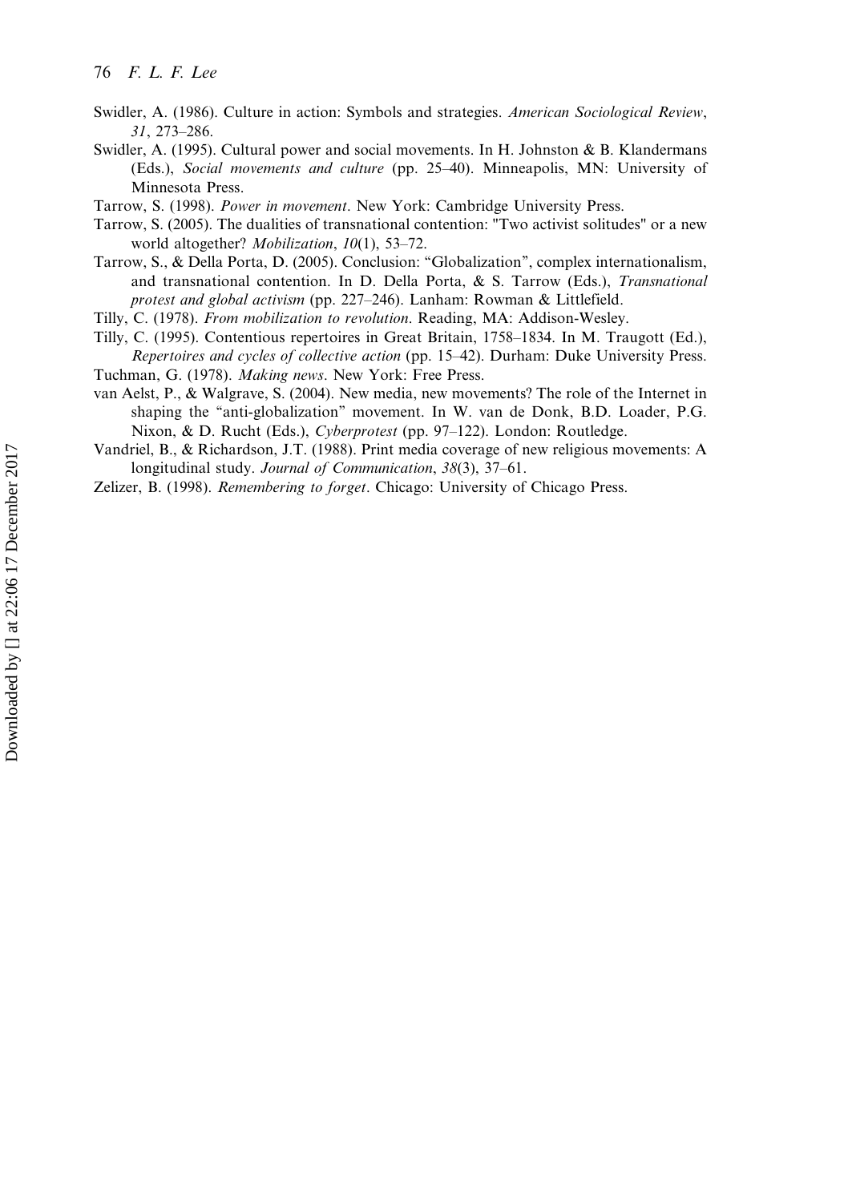Swidler, A. (1986). Culture in action: Symbols and strategies. *American Sociological Review*, *31*, 273–286.

Swidler, A. (1995). Cultural power and social movements. In H. Johnston & B. Klandermans (Eds.), *Social movements and culture* (pp. 25–40). Minneapolis, MN: University of Minnesota Press.

Tarrow, S. (1998). *Power in movement*. New York: Cambridge University Press.

Tarrow, S. (2005). The dualities of transnational contention: "Two activist solitudes" or a new world altogether? *Mobilization*, *10*(1), 53–72.

Tarrow, S., & Della Porta, D. (2005). Conclusion: "Globalization", complex internationalism, and transnational contention. In D. Della Porta, & S. Tarrow (Eds.), *Transnational protest and global activism* (pp. 227–246). Lanham: Rowman & Littlefield.

Tilly, C. (1978). *From mobilization to revolution*. Reading, MA: Addison-Wesley.

Tilly, C. (1995). Contentious repertoires in Great Britain, 1758–1834. In M. Traugott (Ed.), *Repertoires and cycles of collective action* (pp. 15–42). Durham: Duke University Press.

Tuchman, G. (1978). *Making news*. New York: Free Press.

van Aelst, P., & Walgrave, S. (2004). New media, new movements? The role of the Internet in shaping the "anti-globalization" movement. In W. van de Donk, B.D. Loader, P.G. Nixon, & D. Rucht (Eds.), *Cyberprotest* (pp. 97–122). London: Routledge.

Vandriel, B., & Richardson, J.T. (1988). Print media coverage of new religious movements: A longitudinal study. *Journal of Communication*, *38*(3), 37–61.

Zelizer, B. (1998). *Remembering to forget*. Chicago: University of Chicago Press.